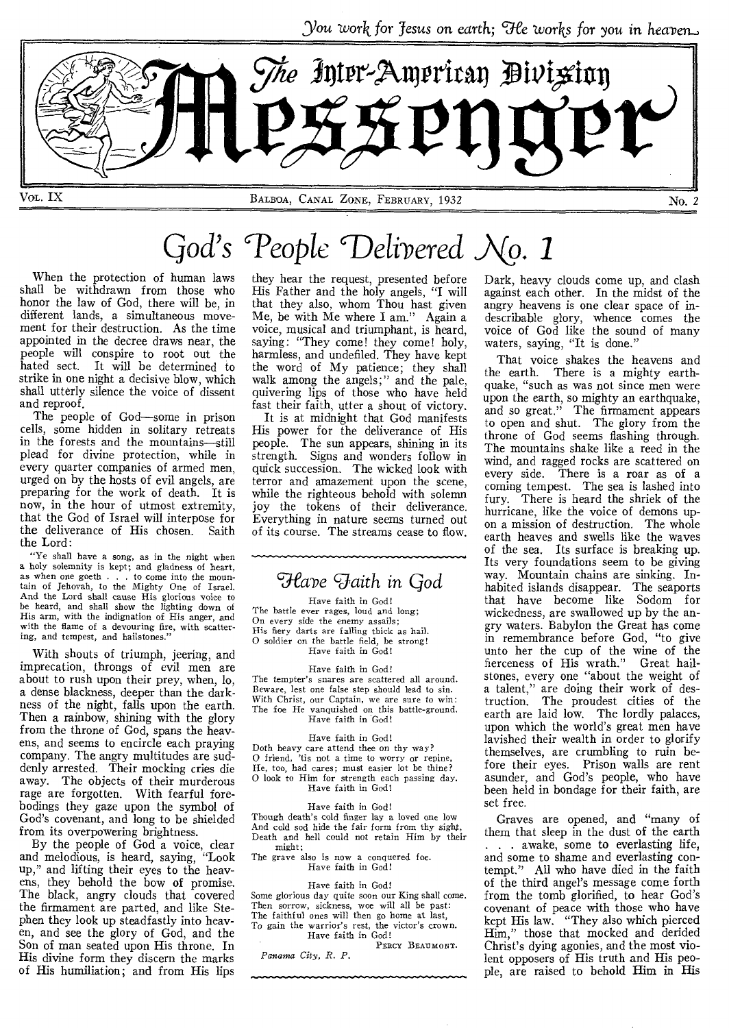*You work for Jesus on earth; He works for you in heaven.*

# The Inter-American Division Messenger

VOL. IX — BALBOA, CANAL ZONE, FEBRUARY, 1932 — No. 2

# God's People Delivered No. 1

When the protection of human laws shall be withdrawn from those who honor the law of God, there will be, in different lands, a simultaneous movement for their destruction. As the time appointed in the decree draws near, the people will conspire to root out the hated sect. It will be determined to strike in one night a decisive blow, which shall utterly silence the voice of dissent and reproof.

The people of God—some in prison cells, some hidden in solitary retreats in the forests and the mountains—still plead for divine protection, while in every quarter companies of armed men, urged on by the hosts of evil angels, are preparing for the work of death. It is now, in the hour of utmost extremity, that the God of Israel will interpose for the deliverance of His chosen. Saith the Lord:

"Ye shall have a song, as in the night when a holy solemnity is kept; and gladness of heart, as when one goeth . . . to come into the mountain of Jehovah, to the Mighty One of Israel. And the Lord shall cause His glorious voice to be heard, and shall show the lighting down of His arm, with the indignation of His anger, and with the flame of a devouring fire, with scattering, and tempest, and hailstones."

With shouts of triumph, jeering, and imprecation, throngs of evil men are about to rush upon their prey, when, lo, a dense blackness, deeper than the darkness of the night, falls upon the earth. Then a rainbow, shining with the glory from the throne of God, spans the heavens, and seems to encircle each praying company. The angry multitudes are suddenly arrested. Their mocking cries die away. The objects of their murderous rage are forgotten. With fearful forebodings they gaze upon the symbol of God's covenant, and long to be shielded from its overpowering brightness.

By the people of God a voice, clear and melodious, is heard, saying, "Look up," and lifting their eyes to the heavens, they behold the bow of promise. The black, angry clouds that covered the firmament are parted, and like Stephen they look up steadfastly into heaven, and see the glory of God, and the Son of man seated upon His throne. In His divine form they discern the marks of His humiliation; and from His lips they hear the request, presented before His Father and the holy angels, "I will that they also, whom Thou hast given Me, be with Me where I am." Again a voice, musical and triumphant, is heard, saying: "They come! they come! holy, harmless, and undefiled. They have kept the word of My patience; they shall walk among the angels;" and the pale, quivering lips of those who have held fast their faith, utter a shout of victory.

It is at midnight that God manifests His power for the deliverance of His people. The sun appears, shining in its strength. Signs and wonders follow in quick succession. The wicked look with terror and amazement upon the scene, while the righteous behold with solemn joy the tokens of their deliverance. Everything in nature seems turned out of its course. The streams cease to flow. Dark, heavy clouds come up, and clash against each other. In the midst of the angry heavens is one clear space of indescribable glory, whence comes the voice of God like the sound of many waters, saying, "It is done."

That voice shakes the heavens and the earth. There is a mighty earthquake, "such as was not since men were upon the earth, so mighty an earthquake, and so great." The firmament appears to open and shut. The glory from the throne of God seems flashing through. The mountains shake like a reed in the wind, and ragged rocks are scattered on every side. There is a roar as of a coming tempest. The sea is lashed into fury. There is heard the shriek of the hurricane, like the voice of demons upon a mission of destruction. The whole earth heaves and swells like the waves of the sea. Its surface is breaking up. Its very foundations seem to be giving way. Mountain chains are sinking. Inhabited islands disappear. The seaports that have become like Sodom for wickedness, are swallowed up by the angry waters. Babylon the Great has come in remembrance before God, "to give unto her the cup of the wine of the fierceness of His wrath." Great hailstones, every one "about the weight of a talent," are doing their work of destruction. The proudest cities of the earth are laid low. The lordly palaces, upon which the world's great men have lavished their wealth in order to glorify themselves, are crumbling to ruin before their eyes. Prison walls are rent asunder, and God's people, who have been held in bondage for their faith, are set free.

Graves are opened, and "many of them that sleep in the dust of the earth . . . awake, some to everlasting life, and some to shame and everlasting contempt." All who have died in the faith of the third angel's message come forth from the tomb glorified, to hear God's covenant of peace with those who have kept His law. "They also which pierced Him," those that mocked and derided Christ's dying agonies, and the most violent opposers of His truth and His people, are raised to behold Him in His

## Have Faith in God

Have faith in God!  
The battle ever rages, loud and long;  
On every side the enemy assails;  
His fiery darts are falling thick as hail.  
O soldier on the battle field, be strong!  
Have faith in God!

Have faith in God!  
The tempter's snares are scattered all around.  
Beware, lest one false step should lead to sin.  
With Christ, our Captain, we are sure to win:  
The foe He vanquished on this battle-ground.  
Have faith in God!

Have faith in God!  
Doth heavy care attend thee on thy way?  
O friend, 'tis not a time to worry or repine,  
He, too, had cares; must easier lot be thine?  
O look to Him for strength each passing day.  
Have faith in God!

Have faith in God!  
Though death's cold finger lay a loved one low  
And cold sod hide the fair form from thy sight,  
Death and hell could not retain Him by their might;  
The grave also is now a conquered foe.  
Have faith in God!

Have faith in God!  
Some glorious day quite soon our King shall come.  
Then sorrow, sickness, woe will all be past:  
The faithful ones will then go home at last,  
To gain the warrior's rest, the victor's crown.  
Have faith in God!

PERCY BEAUMONT.

*Panama City, R. P.*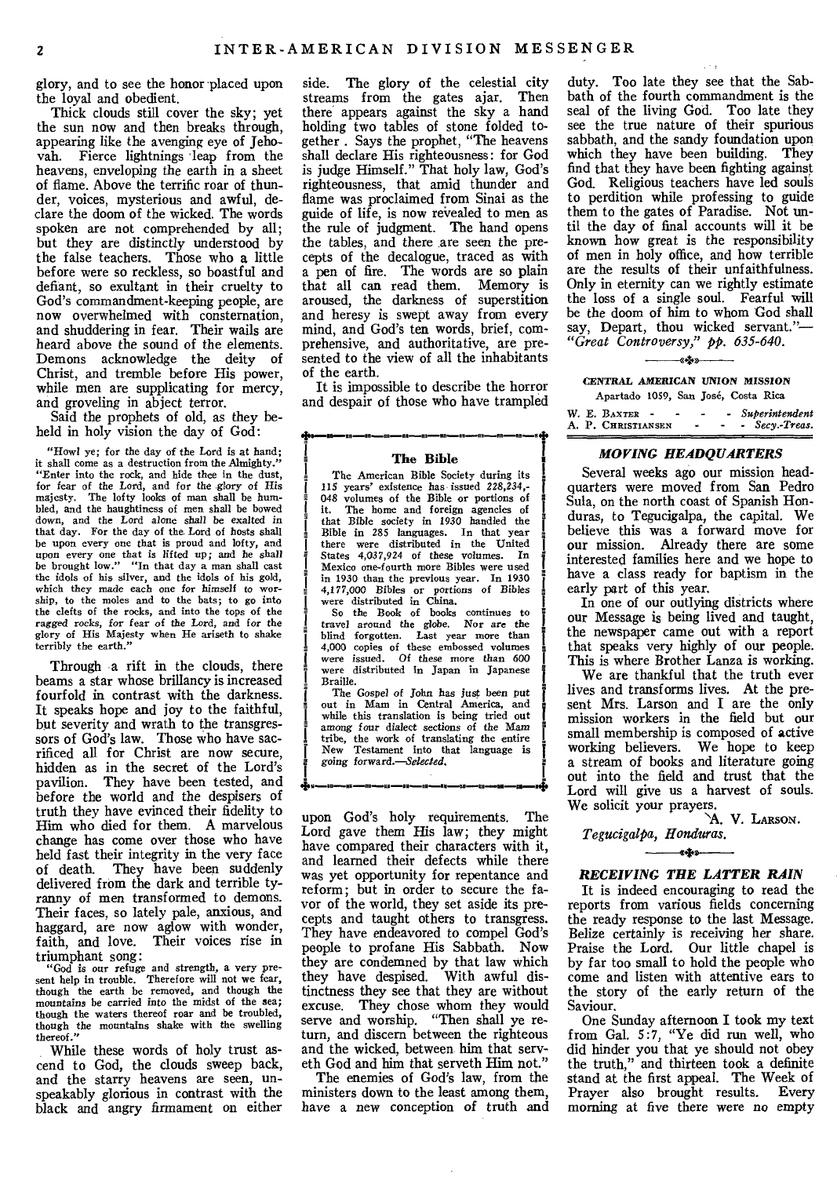glory, and to see the honor placed upon the loyal and obedient.

Thick clouds still cover the sky; yet the sun now and then breaks through, appearing like the avenging eye of Jehovah. Fierce lightnings leap from the heavens, enveloping the earth in a sheet of flame. Above the terrific roar of thunder, voices, mysterious and awful, declare the doom of the wicked. The words spoken are not comprehended by all; but they are distinctly understood by the false teachers. Those who a little before were so reckless, so boastful and defiant, so exultant in their cruelty to God's commandment-keeping people, are now overwhelmed with consternation, and shuddering in fear. Their wails are heard above the sound of the elements. Demons acknowledge the deity of Christ, and tremble before His power, while men are supplicating for mercy, and groveling in abject terror.

Said the prophets of old, as they beheld in holy vision the day of God:

"Howl ye; for the day of the Lord is at hand; it shall come as a destruction from the Almighty." "Enter into the rock, and hide thee in the dust, for fear of the Lord, and for the glory of His majesty. The lofty looks of man shall be humbled, and the haughtiness of men shall be bowed down, and the Lord alone shall be exalted in that day. For the day of the Lord of hosts shall be upon every one that is proud and lofty, and upon every one that is lifted up; and he shall be brought low." "In that day a man shall cast the idols of his silver, and the idols of his gold, which they made each one for himself to worship, to the moles and to the bats; to go into the clefts of the rocks, and into the tops of the ragged rocks, for fear of the Lord, and for the glory of His Majesty when He ariseth to shake terribly the earth."

Through a rift in the clouds, there beams a star whose brillancy is increased fourfold in contrast with the darkness. It speaks hope and joy to the faithful, but severity and wrath to the transgressors of God's law. Those who have sacrificed all for Christ are now secure, hidden as in the secret of the Lord's pavilion. They have been tested, and before the world and the despisers of truth they have evinced their fidelity to Him who died for them. A marvelous change has come over those who have held fast their integrity in the very face of death. They have been suddenly delivered from the dark and terrible tyranny of men transformed to demons. Their faces, so lately pale, anxious, and haggard, are now aglow with wonder, faith, and love. Their voices rise in triumphant song:

"God is our refuge and strength, a very present help in trouble. Therefore will not we fear, though the earth be removed, and though the mountains be carried into the midst of the sea; though the waters thereof roar and be troubled, though the mountains shake with the swelling thereof."

While these words of holy trust ascend to God, the clouds sweep back, and the starry heavens are seen, unspeakably glorious in contrast with the black and angry firmament on either side. The glory of the celestial city streams from the gates ajar. Then there appears against the sky a hand holding two tables of stone folded together. Says the prophet, "The heavens shall declare His righteousness: for God is judge Himself." That holy law, God's righteousness, that amid thunder and flame was proclaimed from Sinai as the guide of life, is now revealed to men as the rule of judgment. The hand opens the tables, and there are seen the precepts of the decalogue, traced as with a pen of fire. The words are so plain that all can read them. Memory is aroused, the darkness of superstition and heresy is swept away from every mind, and God's ten words, brief, comprehensive, and authoritative, are presented to the view of all the inhabitants of the earth.

It is impossible to describe the horror and despair of those who have trampled upon God's holy requirements. The Lord gave them His law; they might have compared their characters with it, and learned their defects while there was yet opportunity for repentance and reform; but in order to secure the favor of the world, they set aside its precepts and taught others to transgress. They have endeavored to compel God's people to profane His Sabbath. Now they are condemned by that law which they have despised. With awful distinctness they see that they are without excuse. They chose whom they would serve and worship. "Then shall ye return, and discern between the righteous and the wicked, between him that serveth God and him that serveth Him not."

The enemies of God's law, from the ministers down to the least among them, have a new conception of truth and duty. Too late they see that the Sabbath of the fourth commandment is the seal of the living God. Too late they see the true nature of their spurious sabbath, and the sandy foundation upon which they have been building. They find that they have been fighting against God. Religious teachers have led souls to perdition while professing to guide them to the gates of Paradise. Not until the day of final accounts will it be known how great is the responsibility of men in holy office, and how terrible are the results of their unfaithfulness. Only in eternity can we rightly estimate the loss of a single soul. Fearful will be the doom of him to whom God shall say, Depart, thou wicked servant."—*"Great Controversy," pp. 635-640.*

### The Bible

The American Bible Society during its 115 years' existence has issued 228,234,048 volumes of the Bible or portions of it. The home and foreign agencies of that Bible society in 1930 handled the Bible in 285 languages. In that year there were distributed in the United States 4,037,924 of these volumes. In Mexico one-fourth more Bibles were used in 1930 than the previous year. In 1930 4,177,000 Bibles or portions of Bibles were distributed in China.

So the Book of books continues to travel around the globe. Nor are the blind forgotten. Last year more than 4,000 copies of these embossed volumes were issued. Of these more than 600 were distributed in Japan in Japanese Braille.

The Gospel of John has just been put out in Mam in Central America, and while this translation is being tried out among four dialect sections of the Mam tribe, the work of translating the entire New Testament into that language is going forward.—*Selected.*

---

**CENTRAL AMERICAN UNION MISSION**
Apartado 1059, San José, Costa Rica

W. E. BAXTER - - - - *Superintendent*
A. P. CHRISTIANSEN - - - *Secy.-Treas.*

## MOVING HEADQUARTERS

Several weeks ago our mission headquarters were moved from San Pedro Sula, on the north coast of Spanish Honduras, to Tegucigalpa, the capital. We believe this was a forward move for our mission. Already there are some interested families here and we hope to have a class ready for baptism in the early part of this year.

In one of our outlying districts where our Message is being lived and taught, the newspaper came out with a report that speaks very highly of our people. This is where Brother Lanza is working.

We are thankful that the truth ever lives and transforms lives. At the present Mrs. Larson and I are the only mission workers in the field but our small membership is composed of active working believers. We hope to keep a stream of books and literature going out into the field and trust that the Lord will give us a harvest of souls. We solicit your prayers.

A. V. LARSON.
*Tegucigalpa, Honduras.*

## RECEIVING THE LATTER RAIN

It is indeed encouraging to read the reports from various fields concerning the ready response to the last Message. Belize certainly is receiving her share. Praise the Lord. Our little chapel is by far too small to hold the people who come and listen with attentive ears to the story of the early return of the Saviour.

One Sunday afternoon I took my text from Gal. 5:7, "Ye did run well, who did hinder you that ye should not obey the truth," and thirteen took a definite stand at the first appeal. The Week of Prayer also brought results. Every morning at five there were no empty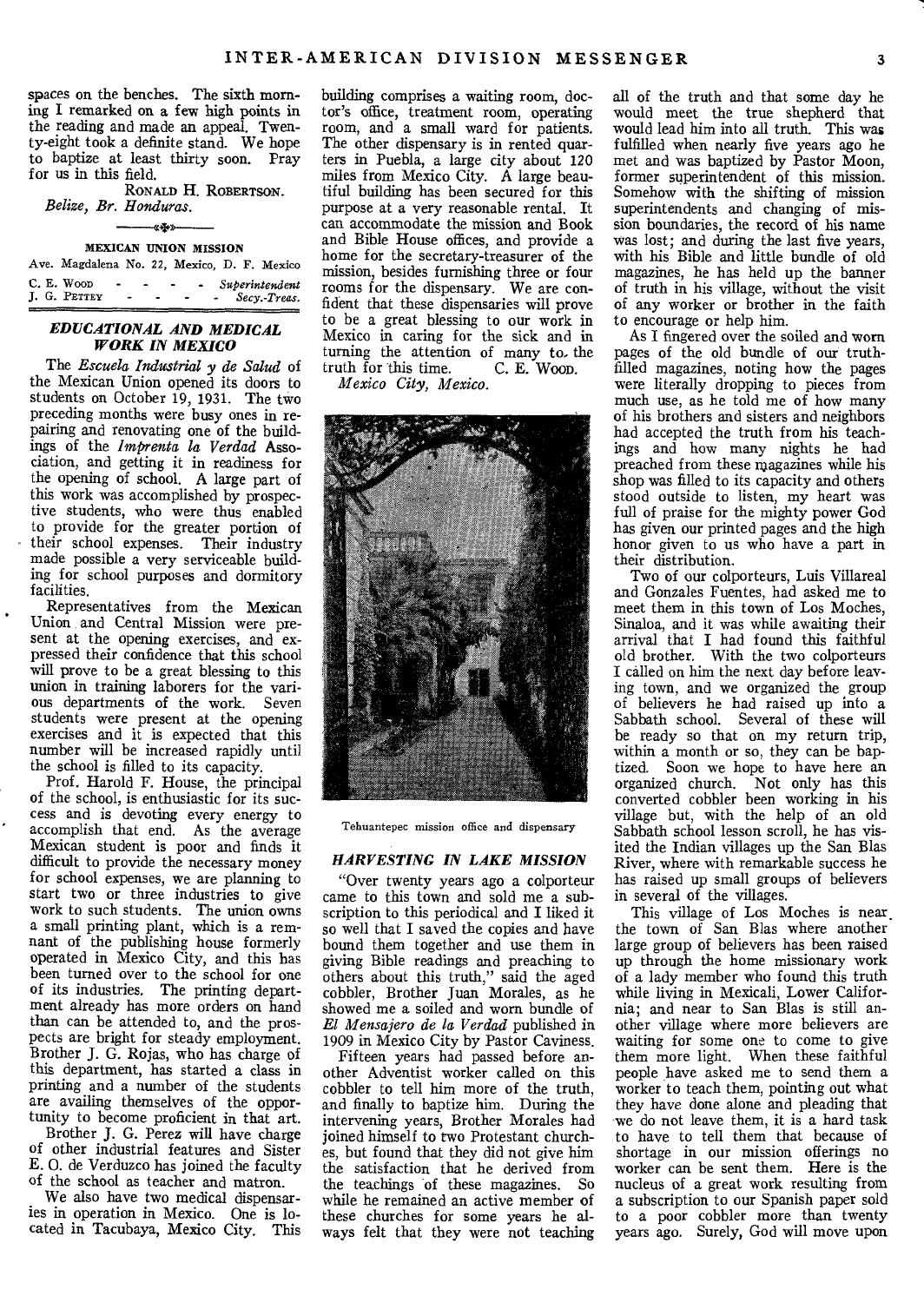spaces on the benches. The sixth morning I remarked on a few high points in the reading and made an appeal. Twenty-eight took a definite stand. We hope to baptize at least thirty soon. Pray for us in this field.

RONALD H. ROBERTSON.

*Belize, Br. Honduras.*

MEXICAN UNION MISSION

Ave. Magdalena No. 22, Mexico, D. F. Mexico

C. E. WOOD - - - - *Superintendent*
J. G. PETTEY - - - - *Secy.-Treas.*

## *EDUCATIONAL AND MEDICAL WORK IN MEXICO*

The *Escuela Industrial y de Salud* of the Mexican Union opened its doors to students on October 19, 1931. The two preceding months were busy ones in repairing and renovating one of the buildings of the *Imprenta la Verdad* Association, and getting it in readiness for the opening of school. A large part of this work was accomplished by prospective students, who were thus enabled to provide for the greater portion of their school expenses. Their industry made possible a very serviceable building for school purposes and dormitory facilities.

Representatives from the Mexican Union and Central Mission were present at the opening exercises, and expressed their confidence that this school will prove to be a great blessing to this union in training laborers for the various departments of the work. Seven students were present at the opening exercises and it is expected that this number will be increased rapidly until the school is filled to its capacity.

Prof. Harold F. House, the principal of the school, is enthusiastic for its success and is devoting every energy to accomplish that end. As the average Mexican student is poor and finds it difficult to provide the necessary money for school expenses, we are planning to start two or three industries to give work to such students. The union owns a small printing plant, which is a remnant of the publishing house formerly operated in Mexico City, and this has been turned over to the school for one of its industries. The printing department already has more orders on hand than can be attended to, and the prospects are bright for steady employment. Brother J. G. Rojas, who has charge of this department, has started a class in printing and a number of the students are availing themselves of the opportunity to become proficient in that art.

Brother J. G. Perez will have charge of other industrial features and Sister E. O. de Verduzco has joined the faculty of the school as teacher and matron.

We also have two medical dispensaries in operation in Mexico. One is located in Tacubaya, Mexico City. This building comprises a waiting room, doctor's office, treatment room, operating room, and a small ward for patients. The other dispensary is in rented quarters in Puebla, a large city about 120 miles from Mexico City. A large beautiful building has been secured for this purpose at a very reasonable rental. It can accommodate the mission and Book and Bible House offices, and provide a home for the secretary-treasurer of the mission, besides furnishing three or four rooms for the dispensary. We are confident that these dispensaries will prove to be a great blessing to our work in Mexico in caring for the sick and in turning the attention of many to the truth for this time. C. E. WOOD.

*Mexico City, Mexico.*

Tehuantepec mission office and dispensary

## *HARVESTING IN LAKE MISSION*

"Over twenty years ago a colporteur came to this town and sold me a subscription to this periodical and I liked it so well that I saved the copies and have bound them together and use them in giving Bible readings and preaching to others about this truth," said the aged cobbler, Brother Juan Morales, as he showed me a soiled and worn bundle of *El Mensajero de la Verdad* published in 1909 in Mexico City by Pastor Caviness.

Fifteen years had passed before another Adventist worker called on this cobbler to tell him more of the truth, and finally to baptize him. During the intervening years, Brother Morales had joined himself to two Protestant churches, but found that they did not give him the satisfaction that he derived from the teachings of these magazines. So while he remained an active member of these churches for some years he always felt that they were not teaching all of the truth and that some day he would meet the true shepherd that would lead him into all truth. This was fulfilled when nearly five years ago he met and was baptized by Pastor Moon, former superintendent of this mission. Somehow with the shifting of mission superintendents and changing of mission boundaries, the record of his name was lost; and during the last five years, with his Bible and little bundle of old magazines, he has held up the banner of truth in his village, without the visit of any worker or brother in the faith to encourage or help him.

As I fingered over the soiled and worn pages of the old bundle of our truth-filled magazines, noting how the pages were literally dropping to pieces from much use, as he told me of how many of his brothers and sisters and neighbors had accepted the truth from his teachings and how many nights he had preached from these magazines while his shop was filled to its capacity and others stood outside to listen, my heart was full of praise for the mighty power God has given our printed pages and the high honor given to us who have a part in their distribution.

Two of our colporteurs, Luis Villareal and Gonzales Fuentes, had asked me to meet them in this town of Los Moches, Sinaloa, and it was while awaiting their arrival that I had found this faithful old brother. With the two colporteurs I called on him the next day before leaving town, and we organized the group of believers he had raised up into a Sabbath school. Several of these will be ready so that on my return trip, within a month or so, they can be baptized. Soon we hope to have here an organized church. Not only has this converted cobbler been working in his village but, with the help of an old Sabbath school lesson scroll, he has visited the Indian villages up the San Blas River, where with remarkable success he has raised up small groups of believers in several of the villages.

This village of Los Moches is near the town of San Blas where another large group of believers has been raised up through the home missionary work of a lady member who found this truth while living in Mexicali, Lower California; and near to San Blas is still another village where more believers are waiting for some one to come to give them more light. When these faithful people have asked me to send them a worker to teach them, pointing out what they have done alone and pleading that we do not leave them, it is a hard task to have to tell them that because of shortage in our mission offerings no worker can be sent them. Here is the nucleus of a great work resulting from a subscription to our Spanish paper sold to a poor cobbler more than twenty years ago. Surely, God will move upon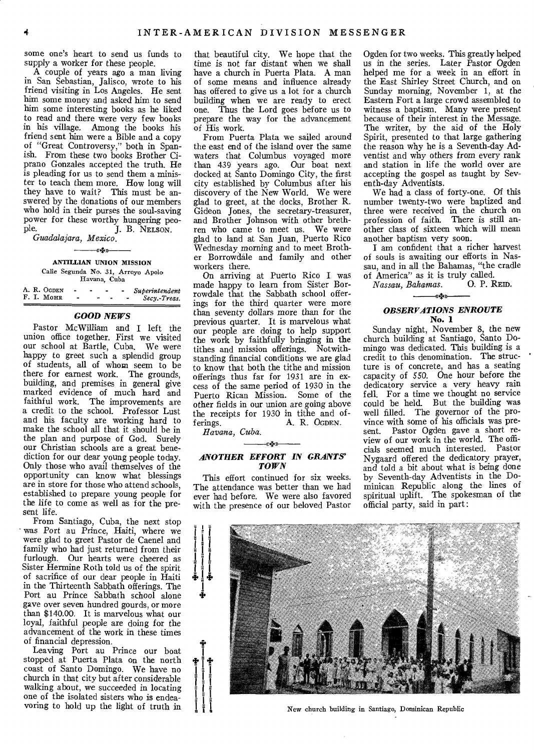some one's heart to send us funds to supply a worker for these people.

A couple of years ago a man living in San Sebastian, Jalisco, wrote to his friend visiting in Los Angeles. He sent him some money and asked him to send him some interesting books as he liked to read and there were very few books in his village. Among the books his friend sent him were a Bible and a copy of "Great Controversy," both in Spanish. From these two books Brother Ciprano Gonzales accepted the truth. He is pleading for us to send them a minister to teach them more. How long will they have to wait? This must be answered by the donations of our members who hold in their purses the soul-saving power for these worthy hungering people.

J. B. NELSON.

*Guadalajara, Mexico.*

---

**ANTILLIAN UNION MISSION**

Calle Segunda No. 31, Arroyo Apolo
Havana, Cuba

A. R. OGDEN - - - - *Superintendent*
F. I. MOHR - - - - *Secy.-Treas.*

### *GOOD NEWS*

Pastor McWilliam and I left the union office together. First we visited our school at Bartle, Cuba. We were happy to greet such a splendid group of students, all of whom seem to be there for earnest work. The grounds, building, and premises in general give marked evidence of much hard and faithful work. The improvements are a credit to the school. Professor Lust and his faculty are working hard to make the school all that it should be in the plan and purpose of God. Surely our Christian schools are a great benediction for our dear young people today. Only those who avail themselves of the opportunity can know what blessings are in store for those who attend schools, established to prepare young people for the life to come as well as for the present life.

From Santiago, Cuba, the next stop was Port au Prince, Haiti, where we were glad to greet Pastor de Caenel and family who had just returned from their furlough. Our hearts were cheered as Sister Hermine Roth told us of the spirit of sacrifice of our dear people in Haiti in the Thirteenth Sabbath offerings. The Port au Prince Sabbath school alone gave over seven hundred gourds, or more than $140.00. It is marvelous what our loyal, faithful people are doing for the advancement of the work in these times of financial depression.

Leaving Port au Prince our boat stopped at Puerta Plata on the north coast of Santo Domingo. We have no church in that city but after considerable walking about, we succeeded in locating one of the isolated sisters who is endeavoring to hold up the light of truth in that beautiful city. We hope that the time is not far distant when we shall have a church in Puerta Plata. A man of some means and influence already has offered to give us a lot for a church building when we are ready to erect one. Thus the Lord goes before us to prepare the way for the advancement of His work.

From Puerta Plata we sailed around the east end of the island over the same waters that Columbus voyaged more than 439 years ago. Our boat next docked at Santo Domingo City, the first city established by Columbus after his discovery of the New World. We were glad to greet, at the docks, Brother R. Gideon Jones, the secretary-treasurer, and Brother Johnson with other brethren who came to meet us. We were glad to land at San Juan, Puerto Rico Wednesday morning and to meet Brother Borrowdale and family and other workers there.

On arriving at Puerto Rico I was made happy to learn from Sister Borrowdale that the Sabbath school offerings for the third quarter were more than seventy dollars more than for the previous quarter. It is marvelous what our people are doing to help support the work by faithfully bringing in the tithes and mission offerings. Notwithstanding financial conditions we are glad to know that both the tithe and mission offerings thus far for 1931 are in excess of the same period of 1930 in the Puerto Rican Mission. Some of the other fields in our union are going above the receipts for 1930 in tithe and offerings.

A. R. OGDEN.

*Havana, Cuba.*

---

### *ANOTHER EFFORT IN GRANTS' TOWN*

This effort continued for six weeks. The attendance was better than we had ever had before. We were also favored with the presence of our beloved Pastor Ogden for two weeks. This greatly helped us in the series. Later Pastor Ogden helped me for a week in an effort in the East Shirley Street Church, and on Sunday morning, November 1, at the Eastern Fort a large crowd assembled to witness a baptism. Many were present because of their interest in the Message. The writer, by the aid of the Holy Spirit, presented to that large gathering the reason why he is a Seventh-day Adventist and why others from every rank and station in life the world over are accepting the gospel as taught by Seventh-day Adventists.

We had a class of forty-one. Of this number twenty-two were baptized and three were received in the church on profession of faith. There is still another class of sixteen which will mean another baptism very soon.

I am confident that a richer harvest of souls is awaiting our efforts in Nassau, and in all the Bahamas, "the cradle of America" as it is truly called.

*Nassau, Bahamas.* O. P. REID.

---

### *OBSERVATIONS ENROUTE*

**No. 1**

Sunday night, November 8, the new church building at Santiago, Santo Domingo was dedicated. This building is a credit to this denomination. The structure is of concrete, and has a seating capacity of 550. One hour before the dedicatory service a very heavy rain fell. For a time we thought no service could be held. But the building was well filled. The governor of the province with some of his officials was present. Pastor Ogden gave a short review of our work in the world. The officials seemed much interested. Pastor Nygaard offered the dedicatory prayer, and told a bit about what is being done by Seventh-day Adventists in the Dominican Republic along the lines of spiritual uplift. The spokesman of the official party, said in part:

New church building in Santiago, Dominican Republic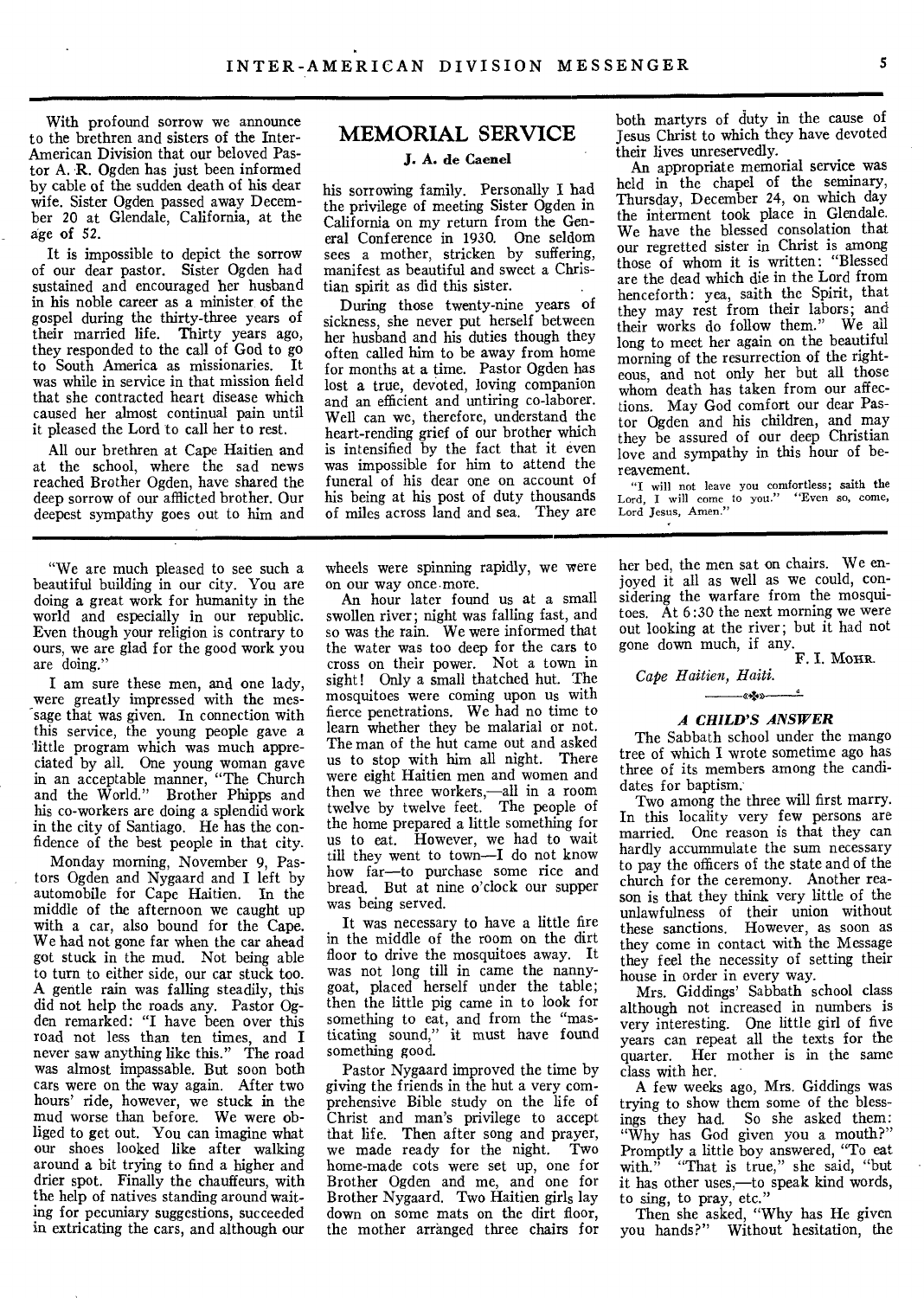## MEMORIAL SERVICE

**J. A. de Caenel**

With profound sorrow we announce to the brethren and sisters of the Inter-American Division that our beloved Pastor A. R. Ogden has just been informed by cable of the sudden death of his dear wife. Sister Ogden passed away December 20 at Glendale, California, at the age of 52.

It is impossible to depict the sorrow of our dear pastor. Sister Ogden had sustained and encouraged her husband in his noble career as a minister of the gospel during the thirty-three years of their married life. Thirty years ago, they responded to the call of God to go to South America as missionaries. It was while in service in that mission field that she contracted heart disease which caused her almost continual pain until it pleased the Lord to call her to rest.

All our brethren at Cape Haitien and at the school, where the sad news reached Brother Ogden, have shared the deep sorrow of our afflicted brother. Our deepest sympathy goes out to him and his sorrowing family. Personally I had the privilege of meeting Sister Ogden in California on my return from the General Conference in 1930. One seldom sees a mother, stricken by suffering, manifest as beautiful and sweet a Christian spirit as did this sister.

During those twenty-nine years of sickness, she never put herself between her husband and his duties though they often called him to be away from home for months at a time. Pastor Ogden has lost a true, devoted, loving companion and an efficient and untiring co-laborer. Well can we, therefore, understand the heart-rending grief of our brother which is intensified by the fact that it even was impossible for him to attend the funeral of his dear one on account of his being at his post of duty thousands of miles across land and sea. They are both martyrs of duty in the cause of Jesus Christ to which they have devoted their lives unreservedly.

An appropriate memorial service was held in the chapel of the seminary, Thursday, December 24, on which day the interment took place in Glendale. We have the blessed consolation that our regretted sister in Christ is among those of whom it is written: "Blessed are the dead which die in the Lord from henceforth: yea, saith the Spirit, that they may rest from their labors; and their works do follow them." We all long to meet her again on the beautiful morning of the resurrection of the righteous, and not only her but all those whom death has taken from our affections. May God comfort our dear Pastor Ogden and his children, and may they be assured of our deep Christian love and sympathy in this hour of bereavement.

"I will not leave you comfortless; saith the Lord, I will come to you." "Even so, come, Lord Jesus, Amen."

---

"We are much pleased to see such a beautiful building in our city. You are doing a great work for humanity in the world and especially in our republic. Even though your religion is contrary to ours, we are glad for the good work you are doing."

I am sure these men, and one lady, were greatly impressed with the message that was given. In connection with this service, the young people gave a little program which was much appreciated by all. One young woman gave in an acceptable manner, "The Church and the World." Brother Phipps and his co-workers are doing a splendid work in the city of Santiago. He has the confidence of the best people in that city.

Monday morning, November 9, Pastors Ogden and Nygaard and I left by automobile for Cape Haitien. In the middle of the afternoon we caught up with a car, also bound for the Cape. We had not gone far when the car ahead got stuck in the mud. Not being able to turn to either side, our car stuck too. A gentle rain was falling steadily, this did not help the roads any. Pastor Ogden remarked: "I have been over this road not less than ten times, and I never saw anything like this." The road was almost impassable. But soon both cars were on the way again. After two hours' ride, however, we stuck in the mud worse than before. We were obliged to get out. You can imagine what our shoes looked like after walking around a bit trying to find a higher and drier spot. Finally the chauffeurs, with the help of natives standing around waiting for pecuniary suggestions, succeeded in extricating the cars, and although our wheels were spinning rapidly, we were on our way once more.

An hour later found us at a small swollen river; night was falling fast, and so was the rain. We were informed that the water was too deep for the cars to cross on their power. Not a town in sight! Only a small thatched hut. The mosquitoes were coming upon us with fierce penetrations. We had no time to learn whether they be malarial or not. The man of the hut came out and asked us to stop with him all night. There were eight Haitien men and women and then we three workers,—all in a room twelve by twelve feet. The people of the home prepared a little something for us to eat. However, we had to wait till they went to town—I do not know how far—to purchase some rice and bread. But at nine o'clock our supper was being served.

It was necessary to have a little fire in the middle of the room on the dirt floor to drive the mosquitoes away. It was not long till in came the nanny-goat, placed herself under the table; then the little pig came in to look for something to eat, and from the "masticating sound," it must have found something good.

Pastor Nygaard improved the time by giving the friends in the hut a very comprehensive Bible study on the life of Christ and man's privilege to accept that life. Then after song and prayer, we made ready for the night. Two home-made cots were set up, one for Brother Ogden and me, and one for Brother Nygaard. Two Haitien girls lay down on some mats on the dirt floor, the mother arranged three chairs for her bed, the men sat on chairs. We enjoyed it all as well as we could, considering the warfare from the mosquitoes. At 6:30 the next morning we were out looking at the river; but it had not gone down much, if any.

F. I. MOHR.

*Cape Haitien, Haiti.*

### *A CHILD'S ANSWER*

The Sabbath school under the mango tree of which I wrote sometime ago has three of its members among the candidates for baptism.

Two among the three will first marry. In this locality very few persons are married. One reason is that they can hardly accummulate the sum necessary to pay the officers of the state and of the church for the ceremony. Another reason is that they think very little of the unlawfulness of their union without these sanctions. However, as soon as they come in contact with the Message they feel the necessity of setting their house in order in every way.

Mrs. Giddings' Sabbath school class although not increased in numbers is very interesting. One little girl of five years can repeat all the texts for the quarter. Her mother is in the same class with her.

A few weeks ago, Mrs. Giddings was trying to show them some of the blessings they had. So she asked them: "Why has God given you a mouth?" Promptly a little boy answered, "To eat with." "That is true," she said, "but it has other uses,—to speak kind words, to sing, to pray, etc."

Then she asked, "Why has He given you hands?" Without hesitation, the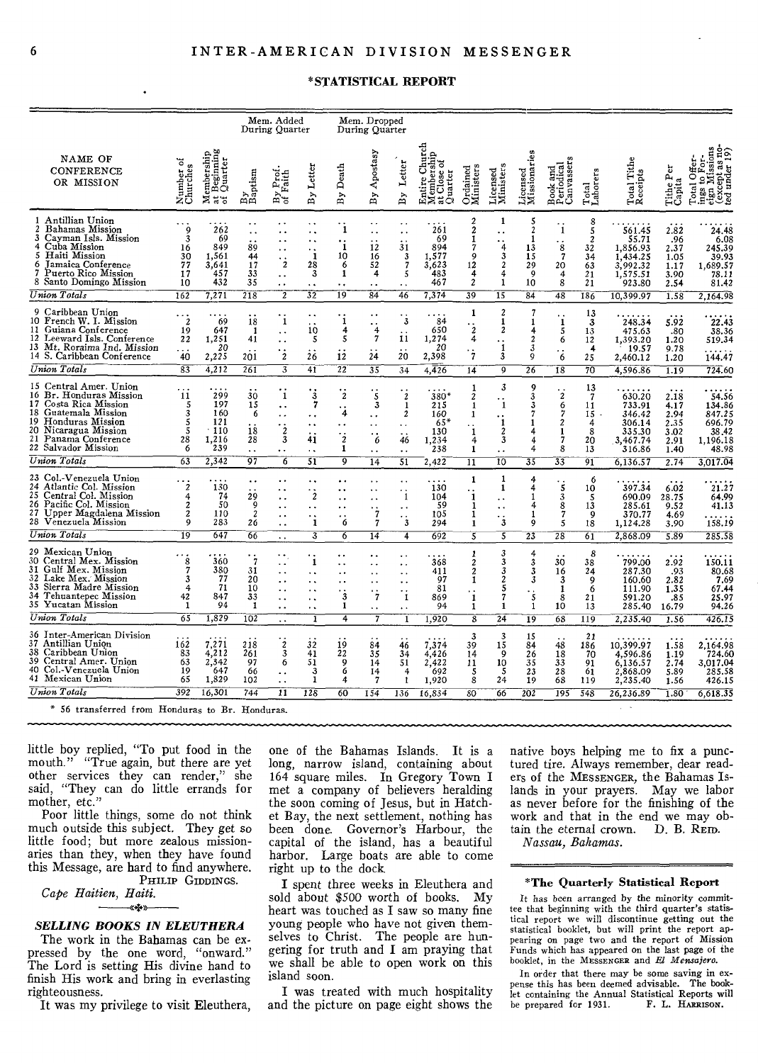## *STATISTICAL REPORT

| NAME OF CONFERENCE OR MISSION | Number of Churches | Membership at Beginning of Quarter | Mem. Added During Quarter | | | Mem. Dropped During Quarter | | | Entire Church Membership at Close of Quarter | Ordained Ministers | Licensed Ministers | Licensed Missionaries | Book and Periodical Canvassers | Total Laborers | Total Tithe Receipts | Tithe Per Capita | Total Offerings to Foreign Missions (except as noted under 19) |
|---|---|---|---|---|---|---|---|---|---|---|---|---|---|---|---|---|---|
| | | | By Baptism | By Prof. of Faith | By Letter | By Death | By Apostasy | By Letter | | | | | | | | | |
| 1 Antillian Union | ... | .... | .. | .. | .. | .. | .. | .. | .... | 2 | 1 | 5 | .. | 8 | ...... | ... | ...... |
| 2 Bahamas Mission | 9 | 262 | .. | .. | .. | 1 | .. | .. | 261 | 2 | .. | 2 | 1 | 5 | 561.45 | 2.82 | 24.48 |
| 3 Cayman Isls. Mission | 3 | 69 | .. | .. | .. | .. | .. | .. | 69 | 1 | .. | 1 | .. | 2 | 55.71 | .96 | 6.08 |
| 4 Cuba Mission | 16 | 849 | 89 | .. | .. | 1 | 12 | 31 | 894 | 7 | 4 | 13 | 8 | 32 | 1,856.93 | 2.37 | 245.39 |
| 5 Haiti Mission | 30 | 1,561 | 44 | .. | 1 | 10 | 16 | 3 | 1,577 | 9 | 3 | 15 | 7 | 34 | 1,434.25 | 1.05 | 39.93 |
| 6 Jamaica Conference | 77 | 3,641 | 17 | 2 | 28 | 6 | 52 | 7 | 3,623 | 12 | 2 | 29 | 20 | 63 | 3,992.32 | 1.17 | 1,689.57 |
| 7 Puerto Rico Mission | 17 | 457 | 33 | .. | 3 | 1 | 4 | 5 | 483 | 4 | 4 | 9 | 4 | 21 | 1,575.51 | 3.90 | 78.11 |
| 8 Santo Domingo Mission | 10 | 432 | 35 | .. | .. | .. | .. | .. | 467 | 2 | 1 | 10 | 8 | 21 | 923.80 | 2.54 | 81.42 |
| *Union Totals* | 162 | 7,271 | 218 | 2 | 32 | 19 | 84 | 46 | 7,374 | 39 | 15 | 84 | 48 | 186 | 10,399.97 | 1.58 | 2,164.98 |
| 9 Caribbean Union | ... | .... | .. | .. | .. | .. | .. | .. | .... | 1 | 2 | 7 | .. | 13 | ...... | ... | ...... |
| 10 French W. I. Mission | 2 | 69 | 18 | 1 | .. | 1 | .. | 3 | 84 | .. | 1 | 1 | 1 | 3 | 248.34 | 5.92 | 22.43 |
| 11 Guiana Conference | 19 | 647 | 1 | .. | 10 | 4 | 4 | .. | 650 | 2 | 2 | 2 | 5 | 13 | 475.63 | .80 | 38.36 |
| 12 Leeward Isls. Conference | 22 | 1,251 | 41 | .. | 5 | 5 | 7 | 11 | 1,274 | 4 | .. | 2 | 6 | 12 | 1,393.20 | 1.20 | 519.34 |
| 13 Mt. Roraima Ind. Mission | ... | 20 | .. | .. | .. | .. | .. | .. | 20 | .. | 1 | 3 | .. | 4 | 19.57 | 9.78 | ...... |
| 14 S. Caribbean Conference | 40 | 2,225 | 201 | 2 | 26 | 12 | 24 | 20 | 2,398 | 7 | 3 | 9 | 6 | 25 | 2,460.12 | 1.20 | 144.47 |
| *Union Totals* | 83 | 4,212 | 261 | 3 | 41 | 22 | 35 | 34 | 4,426 | 14 | 9 | 26 | 18 | 70 | 4,596.86 | 1.19 | 724.60 |
| 15 Central Amer. Union | ... | .... | .. | .. | .. | .. | .. | .. | .... | 1 | 3 | 9 | .. | 13 | ...... | ... | ...... |
| 16 Br. Honduras Mission | 11 | 299 | 30 | 1 | 3 | 2 | 5 | 2 | 380* | 2 | .. | 3 | 2 | 7 | 630.20 | 2.18 | 54.56 |
| 17 Costa Rica Mission | 5 | 197 | 15 | .. | 7 | .. | 3 | 1 | 215 | 1 | 1 | 3 | 6 | 11 | 733.91 | 4.17 | 134.86 |
| 18 Guatemala Mission | 3 | 160 | 6 | .. | .. | 4 | .. | 2 | 160 | 1 | .. | 7 | 7 | 15 | 346.42 | 2.94 | 847.25 |
| 19 Honduras Mission | 5 | 121 | .. | .. | .. | .. | .. | .. | 65* | .. | 1 | 1 | 2 | 4 | 306.14 | 2.35 | 696.79 |
| 20 Nicaragua Mission | 5 | 110 | 18 | 2 | .. | .. | .. | .. | 130 | 1 | 2 | 4 | 1 | 8 | 335.30 | 3.02 | 38.42 |
| 21 Panama Conference | 28 | 1,216 | 28 | 3 | 41 | 2 | 6 | 46 | 1,234 | 4 | 3 | 4 | 7 | 20 | 3,467.74 | 2.91 | 1,196.18 |
| 22 Salvador Mission | 6 | 239 | .. | .. | .. | 1 | .. | .. | 238 | 1 | .. | 4 | 8 | 13 | 316.86 | 1.40 | 48.98 |
| *Union Totals* | 63 | 2,342 | 97 | 6 | 51 | 9 | 14 | 51 | 2,422 | 11 | 10 | 35 | 33 | 91 | 6,136.57 | 2.74 | 3,017.04 |
| 23 Col.-Venezuela Union | ... | .... | .. | .. | .. | .. | .. | .. | .... | 1 | 1 | 4 | .. | 6 | ...... | ... | ...... |
| 24 Atlantic Col. Mission | 2 | 130 | .. | .. | .. | .. | .. | .. | 130 | .. | 1 | 4 | 5 | 10 | 397.34 | 6.02 | 21.27 |
| 25 Central Col. Mission | 4 | 74 | 29 | .. | 2 | .. | .. | 1 | 104 | 1 | .. | 1 | 3 | 5 | 690.09 | 28.75 | 64.99 |
| 26 Pacific Col. Mission | 2 | 50 | 9 | .. | .. | .. | .. | .. | 59 | 1 | .. | 4 | 8 | 13 | 285.61 | 9.52 | 41.13 |
| 27 Upper Magdalena Mission | 2 | 110 | 2 | .. | .. | .. | 7 | .. | 105 | 1 | .. | 1 | 7 | 9 | 370.77 | 4.69 | ...... |
| 28 Venezuela Mission | 9 | 283 | 26 | .. | 1 | 6 | 7 | 3 | 294 | 1 | 3 | 9 | 5 | 18 | 1,124.28 | 3.90 | 158.19 |
| *Union Totals* | 19 | 647 | 66 | .. | 3 | 6 | 14 | 4 | 692 | 5 | 5 | 23 | 28 | 61 | 2,868.09 | 5.89 | 285.58 |
| 29 Mexican Union | ... | .... | .. | .. | .. | .. | .. | .. | .... | 1 | 3 | 4 | .. | 8 | ...... | ... | ...... |
| 30 Central Mex. Mission | 8 | 360 | 7 | .. | 1 | .. | .. | .. | 368 | 2 | 3 | 3 | 30 | 38 | 799.00 | 2.92 | 150.11 |
| 31 Gulf Mex. Mission | 7 | 380 | 31 | .. | .. | .. | .. | .. | 411 | 2 | 3 | 3 | 16 | 24 | 287.30 | .93 | 80.68 |
| 32 Lake Mex. Mission | 3 | 77 | 20 | .. | .. | .. | .. | .. | 97 | 1 | 2 | 3 | 3 | 9 | 160.60 | 2.82 | 7.69 |
| 33 Sierra Madre Mission | 4 | 71 | 10 | .. | .. | .. | .. | .. | 81 | .. | 5 | .. | 1 | 6 | 111.90 | 1.35 | 67.44 |
| 34 Tehuantepec Mission | 42 | 847 | 33 | .. | .. | 3 | 7 | 1 | 869 | 1 | 7 | 5 | 8 | 21 | 591.20 | .85 | 25.97 |
| 35 Yucatan Mission | 1 | 94 | 1 | .. | .. | 1 | .. | .. | 94 | 1 | 1 | 1 | 10 | 13 | 285.40 | 16.79 | 94.26 |
| *Union Totals* | 65 | 1,829 | 102 | .. | 1 | 4 | 7 | 1 | 1,920 | 8 | 24 | 19 | 68 | 119 | 2,235.40 | 1.56 | 426.15 |
| 36 Inter-American Division | ... | .... | .. | .. | .. | .. | .. | .. | .... | 3 | 3 | 15 | .. | 21 | ...... | ... | ...... |
| 37 Antillian Union | 162 | 7,271 | 218 | 2 | 32 | 19 | 84 | 46 | 7,374 | 39 | 15 | 84 | 48 | 186 | 10,399.97 | 1.58 | 2,164.98 |
| 38 Caribbean Union | 83 | 4,212 | 261 | 3 | 41 | 22 | 35 | 34 | 4,426 | 14 | 9 | 26 | 18 | 70 | 4,596.86 | 1.19 | 724.60 |
| 39 Central Amer. Union | 63 | 2,342 | 97 | 6 | 51 | 9 | 14 | 51 | 2,422 | 11 | 10 | 35 | 33 | 91 | 6,136.57 | 2.74 | 3,017.04 |
| 40 Col.-Venezuela Union | 19 | 647 | 66 | .. | 3 | 6 | 14 | 4 | 692 | 5 | 5 | 23 | 28 | 61 | 2,868.09 | 5.89 | 285.58 |
| 41 Mexican Union | 65 | 1,829 | 102 | .. | 1 | 4 | 7 | 1 | 1,920 | 8 | 24 | 19 | 68 | 119 | 2,235.40 | 1.56 | 426.15 |
| *Union Totals* | 392 | 16,301 | 744 | 11 | 128 | 60 | 154 | 136 | 16,834 | 80 | 66 | 202 | 195 | 548 | 26,236.89 | 1.80 | 6,618.35 |

\* 56 transferred from Honduras to Br. Honduras.

little boy replied, "To put food in the mouth." "True again, but there are yet other services they can render," she said, "They can do little errands for mother, etc."

Poor little things, some do not think much outside this subject. They get so little food; but more zealous missionaries than they, when they have found this Message, are hard to find anywhere.

PHILIP GIDDINGS.

*Cape Haitien, Haiti.*

### *SELLING BOOKS IN ELEUTHERA*

The work in the Bahamas can be expressed by the one word, "onward." The Lord is setting His divine hand to finish His work and bring in everlasting righteousness.

It was my privilege to visit Eleuthera, one of the Bahamas Islands. It is a long, narrow island, containing about 164 square miles. In Gregory Town I met a company of believers heralding the soon coming of Jesus, but in Hatchet Bay, the next settlement, nothing has been done. Governor's Harbour, the capital of the island, has a beautiful harbor. Large boats are able to come right up to the dock.

I spent three weeks in Eleuthera and sold about $500 worth of books. My heart was touched as I saw so many fine young people who have not given themselves to Christ. The people are hungering for truth and I am praying that we shall be able to open work on this island soon.

I was treated with much hospitality and the picture on page eight shows the native boys helping me to fix a punctured tire. Always remember, dear readers of the MESSENGER, the Bahamas Islands in your prayers. May we labor as never before for the finishing of the work and that in the end we may obtain the eternal crown.

D. B. REID.

*Nassau, Bahamas.*

### *The Quarterly Statistical Report

It has been arranged by the minority committee that beginning with the third quarter's statistical report we will discontinue getting out the statistical booklet, but will print the report appearing on page two and the report of Mission Funds which has appeared on the last page of the booklet, in the MESSENGER and *El Mensajero.*

In order that there may be some saving in expense this has been deemed advisable. The booklet containing the Annual Statistical Reports will be prepared for 1931.

F. L. HARRISON.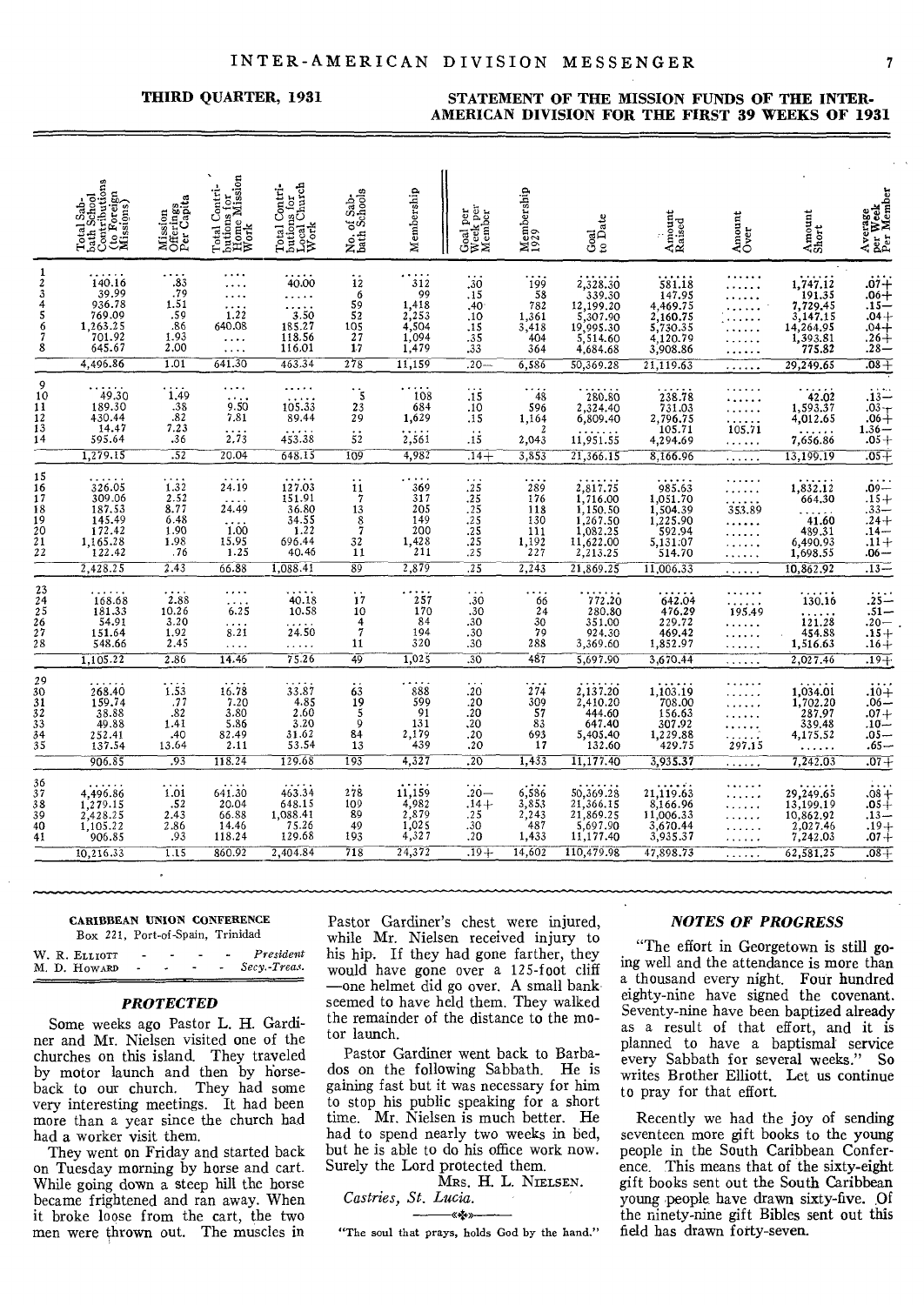**THIRD QUARTER, 1931**

## STATEMENT OF THE MISSION FUNDS OF THE INTER-AMERICAN DIVISION FOR THE FIRST 39 WEEKS OF 1931

| | Total Sabbath School Contributions (to Foreign Missions) | Mission Offerings Per Capita | Total Contributions for Home Mission Work | Total Contributions for Local Church Work | No. of Sabbath Schools | Membership | Goal per Week per Member | Membership 1929 | Goal to Date | Amount Raised | Amount Over | Amount Short | Average per Week Per Member |
|---|---|---|---|---|---|---|---|---|---|---|---|---|---|
| 1 | ...... | .... | .... | ..... | .. | ..... | ... | .... | ....... | ...... | ...... | ...... | .... |
| 2 | 140.16 | .83 | .... | 40.00 | 12 | 312 | .30 | 199 | 2,328.30 | 581.18 | ...... | 1,747.12 | .07+ |
| 3 | 39.99 | .79 | .... | ..... | 6 | 99 | .15 | 58 | 339.30 | 147.95 | ...... | 191.35 | .06+ |
| 4 | 936.78 | 1.51 | .... | ..... | 59 | 1,418 | .40 | 782 | 12,199.20 | 4,469.75 | ...... | 7,729.45 | .15— |
| 5 | 769.09 | .59 | 1.22 | 3.50 | 52 | 2,253 | .10 | 1,361 | 5,307.90 | 2,160.75 | ...... | 3,147.15 | .04+ |
| 6 | 1,263.25 | .86 | 640.08 | 185.27 | 105 | 4,504 | .15 | 3,418 | 19,995.30 | 5,730.35 | ...... | 14,264.95 | .04+ |
| 7 | 701.92 | 1.93 | .... | 118.56 | 27 | 1,094 | .35 | 404 | 5,514.60 | 4,120.79 | ...... | 1,393.81 | .26+ |
| 8 | 645.67 | 2.00 | .... | 116.01 | 17 | 1,479 | .33 | 364 | 4,684.68 | 3,908.86 | ...... | 775.82 | .28— |
| | 4,496.86 | 1.01 | 641.30 | 463.34 | 278 | 11,159 | .20— | 6,586 | 50,369.28 | 21,119.63 | ...... | 29,249.65 | .08+ |
| 9 | ...... | .... | .... | ..... | .. | ..... | ... | .... | ....... | ...... | ...... | ...... | .... |
| 10 | 49.30 | 1.49 | .... | ..... | 5 | 108 | .15 | 48 | 280.80 | 238.78 | ...... | 42.02 | .13— |
| 11 | 189.30 | .38 | 9.50 | 105.33 | 23 | 684 | .10 | 596 | 2,324.40 | 731.03 | ...... | 1,593.37 | .03+ |
| 12 | 430.44 | .82 | 7.81 | 89.44 | 29 | 1,629 | .15 | 1,164 | 6,809.40 | 2,796.75 | ...... | 4,012.65 | .06+ |
| 13 | 14.47 | 7.23 | .... | ..... | .. | ..... | ... | 2 | ....... | 105.71 | 105.71 | ...... | 1.36— |
| 14 | 595.64 | .36 | 2.73 | 453.38 | 52 | 2,561 | .15 | 2,043 | 11,951.55 | 4,294.69 | ...... | 7,656.86 | .05+ |
| | 1,279.15 | .52 | 20.04 | 648.15 | 109 | 4,982 | .14+ | 3,853 | 21,366.15 | 8,166.96 | ...... | 13,199.19 | .05+ |
| 15 | ...... | .... | .... | ..... | .. | ..... | ... | .... | ....... | ...... | ...... | ...... | .... |
| 16 | 326.05 | 1.32 | 24.19 | 127.03 | 11 | 369 | .25 | 289 | 2,817.75 | 985.63 | ...... | 1,832.12 | .09— |
| 17 | 309.06 | 2.52 | .... | 151.91 | 7 | 317 | .25 | 176 | 1,716.00 | 1,051.70 | ...... | 664.30 | .15+ |
| 18 | 187.53 | 8.77 | 24.49 | 36.80 | 13 | 205 | .25 | 118 | 1,150.50 | 1,504.39 | 353.89 | ...... | .33— |
| 19 | 145.49 | 6.48 | .... | 34.55 | 8 | 149 | .25 | 130 | 1,267.50 | 1,225.90 | ...... | 41.60 | .24+ |
| 20 | 172.42 | 1.90 | 1.00 | 1.22 | 7 | 200 | .25 | 111 | 1,082.25 | 592.94 | ...... | 489.31 | .14— |
| 21 | 1,165.28 | 1.98 | 15.95 | 696.44 | 32 | 1,428 | .25 | 1,192 | 11,622.00 | 5,131.07 | ...... | 6,490.93 | .11+ |
| 22 | 122.42 | .76 | 1.25 | 40.46 | 11 | 211 | .25 | 227 | 2,213.25 | 514.70 | ...... | 1,698.55 | .06— |
| | 2,428.25 | 2.43 | 66.88 | 1,088.41 | 89 | 2,879 | .25 | 2,243 | 21,869.25 | 11,006.33 | ...... | 10,862.92 | .13— |
| 23 | ...... | .... | .... | ..... | .. | ..... | ... | .... | ....... | ...... | ...... | ...... | .... |
| 24 | 168.68 | 2.88 | .... | 40.18 | 17 | 257 | .30 | 66 | 772.20 | 642.04 | ...... | 130.16 | .25— |
| 25 | 181.33 | 10.26 | 6.25 | 10.58 | 10 | 170 | .30 | 24 | 280.80 | 476.29 | 195.49 | ...... | .51— |
| 26 | 54.91 | 3.20 | .... | ..... | 4 | 84 | .30 | 30 | 351.00 | 229.72 | ...... | 121.28 | .20— |
| 27 | 151.64 | 1.92 | 8.21 | 24.50 | 7 | 194 | .30 | 79 | 924.30 | 469.42 | ...... | 454.88 | .15+ |
| 28 | 548.66 | 2.45 | .... | ..... | 11 | 320 | .30 | 288 | 3,369.60 | 1,852.97 | ...... | 1,516.63 | .16+ |
| | 1,105.22 | 2.86 | 14.46 | 75.26 | 49 | 1,025 | .30 | 487 | 5,697.90 | 3,670.44 | ...... | 2,027.46 | .19+ |
| 29 | ...... | .... | .... | ..... | .. | ..... | ... | .... | ....... | ...... | ...... | ...... | .... |
| 30 | 268.40 | 1.53 | 16.78 | 33.87 | 63 | 888 | .20 | 274 | 2,137.20 | 1,103.19 | ...... | 1,034.01 | .10+ |
| 31 | 159.74 | .77 | 7.20 | 4.85 | 19 | 599 | .20 | 309 | 2,410.20 | 708.00 | ...... | 1,702.20 | .06— |
| 32 | 38.88 | .82 | 3.80 | 2.60 | 5 | 91 | .20 | 57 | 444.60 | 156.63 | ...... | 287.97 | .07+ |
| 33 | 49.88 | 1.41 | 5.86 | 3.20 | 9 | 131 | .20 | 83 | 647.40 | 307.92 | ...... | 339.48 | .10— |
| 34 | 252.41 | .40 | 82.49 | 31.62 | 84 | 2,179 | .20 | 693 | 5,405.40 | 1,229.88 | ...... | 4,175.52 | .05— |
| 35 | 137.54 | 13.64 | 2.11 | 53.54 | 13 | 439 | .20 | 17 | 132.60 | 429.75 | 297.15 | ...... | .65— |
| | 906.85 | .93 | 118.24 | 129.68 | 193 | 4,327 | .20 | 1,433 | 11,177.40 | 3,935.37 | ...... | 7,242.03 | .07+ |
| 36 | ...... | .... | .... | ..... | .. | ..... | ... | .... | ....... | ...... | ...... | ...... | .... |
| 37 | 4,496.86 | 1.01 | 641.30 | 463.34 | 278 | 11,159 | .20— | 6,586 | 50,369.28 | 21,119.63 | ...... | 29,249.65 | .08+ |
| 38 | 1,279.15 | .52 | 20.04 | 648.15 | 109 | 4,982 | .14+ | 3,853 | 21,366.15 | 8,166.96 | ...... | 13,199.19 | .05+ |
| 39 | 2,428.25 | 2.43 | 66.88 | 1,088.41 | 89 | 2,879 | .25 | 2,243 | 21,869.25 | 11,006.33 | ...... | 10,862.92 | .13— |
| 40 | 1,105.22 | 2.86 | 14.46 | 75.26 | 49 | 1,025 | .30 | 487 | 5,697.90 | 3,670.44 | ...... | 2,027.46 | .19+ |
| 41 | 906.85 | .93 | 118.24 | 129.68 | 193 | 4,327 | .20 | 1,433 | 11,177.40 | 3,935.37 | ...... | 7,242.03 | .07+ |
| | 10,216.33 | 1.15 | 860.92 | 2,404.84 | 718 | 24,372 | .19+ | 14,602 | 110,479.98 | 47,898.73 | ...... | 62,581.25 | .08+ |

---

**CARIBBEAN UNION CONFERENCE**

Box 221, Port-of-Spain, Trinidad

W. R. ELLIOTT - - - - *President*
M. D. HOWARD - - - - *Secy.-Treas.*

### *PROTECTED*

Some weeks ago Pastor L. H. Gardiner and Mr. Nielsen visited one of the churches on this island. They traveled by motor launch and then by horseback to our church. They had some very interesting meetings. It had been more than a year since the church had had a worker visit them.

They went on Friday and started back on Tuesday morning by horse and cart. While going down a steep hill the horse became frightened and ran away. When it broke loose from the cart, the two men were thrown out. The muscles in Pastor Gardiner's chest were injured, while Mr. Nielsen received injury to his hip. If they had gone farther, they would have gone over a 125-foot cliff—one helmet did go over. A small bank seemed to have held them. They walked the remainder of the distance to the motor launch.

Pastor Gardiner went back to Barbados on the following Sabbath. He is gaining fast but it was necessary for him to stop his public speaking for a short time. Mr. Nielsen is much better. He had to spend nearly two weeks in bed, but he is able to do his office work now. Surely the Lord protected them.

MRS. H. L. NIELSEN.

*Castries, St. Lucia.*

"The soul that prays, holds God by the hand."

### *NOTES OF PROGRESS*

"The effort in Georgetown is still going well and the attendance is more than a thousand every night. Four hundred eighty-nine have signed the covenant. Seventy-nine have been baptized already as a result of that effort, and it is planned to have a baptismal service every Sabbath for several weeks." So writes Brother Elliott. Let us continue to pray for that effort.

Recently we had the joy of sending seventeen more gift books to the young people in the South Caribbean Conference. This means that of the sixty-eight gift books sent out the South Caribbean young people have drawn sixty-five. Of the ninety-nine gift Bibles sent out this field has drawn forty-seven.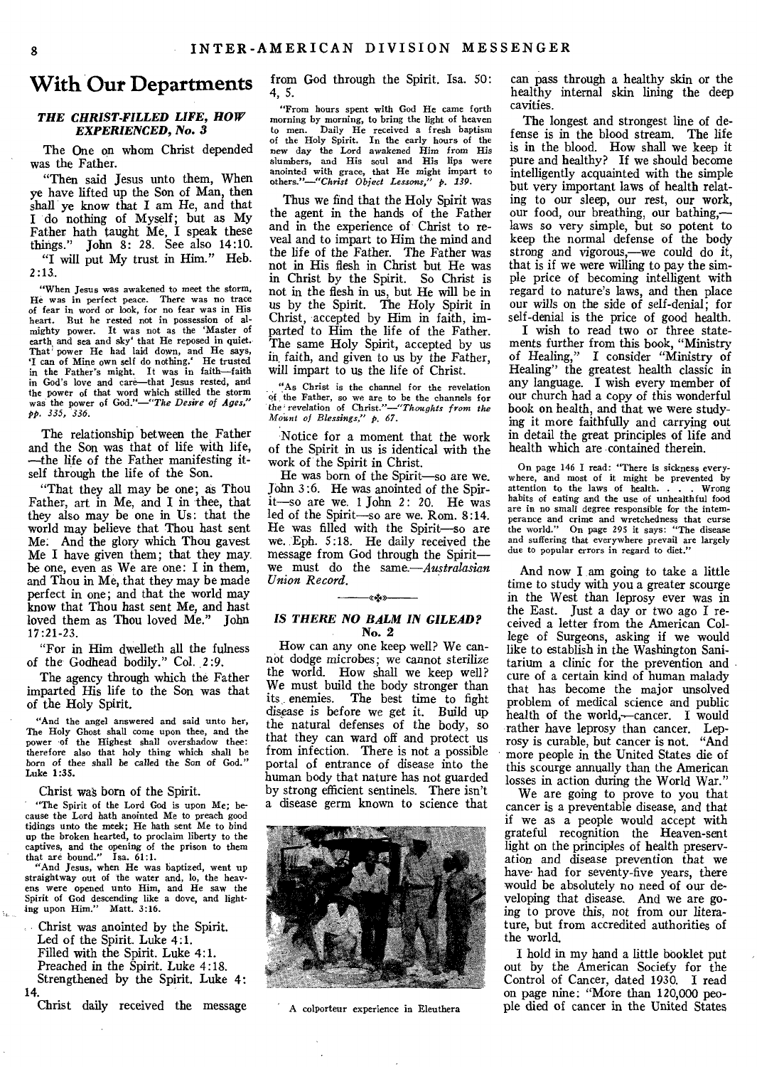## With Our Departments

### THE CHRIST-FILLED LIFE, HOW EXPERIENCED, No. 3

The One on whom Christ depended was the Father.

"Then said Jesus unto them, When ye have lifted up the Son of Man, then shall ye know that I am He, and that I do nothing of Myself; but as My Father hath taught Me, I speak these things." John 8: 28. See also 14:10.

"I will put My trust in Him." Heb. 2:13.

"When Jesus was awakened to meet the storm, He was in perfect peace. There was no trace of fear in word or look, for no fear was in His heart. But he rested not in possession of almighty power. It was not as the 'Master of earth and sea and sky' that He reposed in quiet. That power He had laid down, and He says, 'I can of Mine own self do nothing.' He trusted in the Father's might. It was in faith—faith in God's love and care—that Jesus rested, and the power of that word which stilled the storm was the power of God."—*"The Desire of Ages," pp. 335, 336.*

The relationship between the Father and the Son was that of life with life, —the life of the Father manifesting itself through the life of the Son.

"That they all may be one; as Thou Father, art in Me, and I in thee, that they also may be one in Us: that the world may believe that Thou hast sent Me. And the glory which Thou gavest Me I have given them; that they may be one, even as We are one: I in them, and Thou in Me, that they may be made perfect in one; and that the world may know that Thou hast sent Me, and hast loved them as Thou loved Me." John 17:21-23.

"For in Him dwelleth all the fulness of the Godhead bodily." Col. 2:9.

The agency through which the Father imparted His life to the Son was that of the Holy Spirit.

"And the angel answered and said unto her, The Holy Ghost shall come upon thee, and the power of the Highest shall overshadow thee: therefore also that holy thing which shall be born of thee shall be called the Son of God." Luke 1:35.

Christ was born of the Spirit.

"The Spirit of the Lord God is upon Me; because the Lord hath anointed Me to preach good tidings unto the meek; He hath sent Me to bind up the broken hearted, to proclaim liberty to the captives, and the opening of the prison to them that are bound." Isa. 61:1.

"And Jesus, when He was baptized, went up straightway out of the water and, lo, the heavens were opened unto Him, and He saw the Spirit of God descending like a dove, and lighting upon Him." Matt. 3:16.

Christ was anointed by the Spirit.
Led of the Spirit. Luke 4:1.
Filled with the Spirit. Luke 4:1.
Preached in the Spirit. Luke 4:18.
Strengthened by the Spirit. Luke 4: 14.

Christ daily received the message from God through the Spirit. Isa. 50: 4, 5.

"From hours spent with God He came forth morning by morning, to bring the light of heaven to men. Daily He received a fresh baptism of the Holy Spirit. In the early hours of the new day the Lord awakened Him from His slumbers, and His soul and His lips were anointed with grace, that He might impart to others."—*"Christ Object Lessons," p. 139.*

Thus we find that the Holy Spirit was the agent in the hands of the Father and in the experience of Christ to reveal and to impart to Him the mind and the life of the Father. The Father was not in His flesh in Christ but He was in Christ by the Spirit. So Christ is not in the flesh in us, but He will be in us by the Spirit. The Holy Spirit in Christ, accepted by Him in faith, imparted to Him the life of the Father. The same Holy Spirit, accepted by us in faith, and given to us by the Father, will impart to us the life of Christ.

"As Christ is the channel for the revelation of the Father, so we are to be the channels for the revelation of Christ."—*"Thoughts from the Mount of Blessings," p. 67.*

Notice for a moment that the work of the Spirit in us is identical with the work of the Spirit in Christ.

He was born of the Spirit—so are we. John 3:6. He was anointed of the Spirit—so are we. 1 John 2: 20. He was led of the Spirit—so are we. Rom. 8:14. He was filled with the Spirit—so are we. Eph. 5:18. He daily received the message from God through the Spirit—we must do the same.—*Australasian Union Record.*

### IS THERE NO BALM IN GILEAD? No. 2

How can any one keep well? We cannot dodge microbes; we cannot sterilize the world. How shall we keep well? We must build the body stronger than its enemies. The best time to fight disease is before we get it. Build up the natural defenses of the body, so that they can ward off and protect us from infection. There is not a possible portal of entrance of disease into the human body that nature has not guarded by strong efficient sentinels. There isn't a disease germ known to science that can pass through a healthy skin or the healthy internal skin lining the deep cavities.

A colporteur experience in Eleuthera

The longest and strongest line of defense is in the blood stream. The life is in the blood. How shall we keep it pure and healthy? If we should become intelligently acquainted with the simple but very important laws of health relating to our sleep, our rest, our work, our food, our breathing, our bathing,—laws so very simple, but so potent to keep the normal defense of the body strong and vigorous,—we could do it, that is if we were willing to pay the simple price of becoming intelligent with regard to nature's laws, and then place our wills on the side of self-denial; for self-denial is the price of good health.

I wish to read two or three statements further from this book, "Ministry of Healing," I consider "Ministry of Healing" the greatest health classic in any language. I wish every member of our church had a copy of this wonderful book on health, and that we were studying it more faithfully and carrying out in detail the great principles of life and health which are contained therein.

On page 146 I read: "There is sickness everywhere, and most of it might be prevented by attention to the laws of health. . . . Wrong habits of eating and the use of unhealthful food are in no small degree responsible for the intemperance and crime and wretchedness that curse the world." On page 295 it says: "The disease and suffering that everywhere prevail are largely due to popular errors in regard to diet."

And now I am going to take a little time to study with you a greater scourge in the West than leprosy ever was in the East. Just a day or two ago I received a letter from the American College of Surgeons, asking if we would like to establish in the Washington Sanitarium a clinic for the prevention and cure of a certain kind of human malady that has become the major unsolved problem of medical science and public health of the world,—cancer. I would rather have leprosy than cancer. Leprosy is curable, but cancer is not. "And more people in the United States die of this scourge annually than the American losses in action during the World War."

We are going to prove to you that cancer is a preventable disease, and that if we as a people would accept with grateful recognition the Heaven-sent light on the principles of health preservation and disease prevention that we have had for seventy-five years, there would be absolutely no need of our developing that disease. And we are going to prove this, not from our literature, but from accredited authorities of the world.

I hold in my hand a little booklet put out by the American Society for the Control of Cancer, dated 1930. I read on page nine: "More than 120,000 people died of cancer in the United States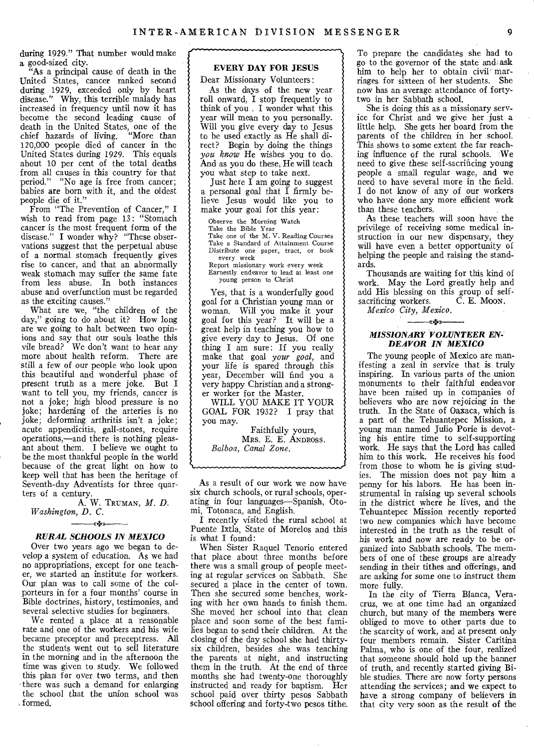during 1929." That number would make a good-sized city.

"As a principal cause of death in the United States, cancer ranked second during 1929, exceeded only by heart disease." Why, this terrible malady has increased in frequency until now it has become the second leading cause of death in the United States, one of the chief hazards of living. "More than 120,000 people died of cancer in the United States during 1929. This equals about 10 per cent of the total deaths from all causes in this country for that period." "No age is free from cancer; babies are born with it, and the oldest people die of it."

From "The Prevention of Cancer," I wish to read from page 13: "Stomach cancer is the most frequent form of the disease." I wonder why? "These observations suggest that the perpetual abuse of a normal stomach frequently gives rise to cancer, and that an abnormally weak stomach may suffer the same fate from less abuse. In both instances abuse and overfunction must be regarded as the exciting causes."

What are we, "the children of the day," going to do about it? How long are we going to halt between two opinions and say that our souls loathe this vile bread? We don't want to hear any more about health reform. There are still a few of our people who look upon this beautiful and wonderful phase of present truth as a mere joke. But I want to tell you, my friends, cancer is not a joke; high blood pressure is no joke; hardening of the arteries is no joke; deforming arthritis isn't a joke; acute appendicitis, gall-stones, require operations,—and there is nothing pleasant about them. I believe we ought to be the most thankful people in the world because of the great light on how to keep well that has been the heritage of Seventh-day Adventists for three quarters of a century.

A. W. TRUMAN, *M. D.*
*Washington, D. C.*

### *RURAL SCHOOLS IN MEXICO*

Over two years ago we began to develop a system of education. As we had no appropriations, except for one teacher, we started an institute for workers. Our plan was to call some of the colporteurs in for a four months' course in Bible doctrines, history, testimonies, and several selective studies for beginners.

We rented a place at a reasonable rate and one of the workers and his wife became preceptor and preceptress. All the students went out to sell literature in the morning and in the afternoon the time was given to study. We followed this plan for over two terms, and then there was such a demand for enlarging the school that the union school was formed.

### EVERY DAY FOR JESUS

Dear Missionary Volunteers:

As the days of the new year roll onward, I stop frequently to think of you. I wonder what this year will mean to you personally. Will you give every day to Jesus to be used exactly as He shall direct? Begin by doing the things *you know* He wishes you to do. And as you do these, He will teach you what step to take next.

Just here I am going to suggest a personal goal that I firmly believe Jesus would like you to make your goal for this year:

- Observe the Morning Watch
- Take the Bible Year
- Take one of the M. V. Reading Courses
- Take a Standard of Attainment Course
- Distribute one paper, tract, or book every week
- Report missionary work every week
- Earnestly endeavor to lead at least one young person to Christ

Yes, that is a wonderfully good goal for a Christian young man or woman. Will you make it your goal for this year? It will be a great help in teaching you how to give every day to Jesus. Of one thing I am sure: If you really make that goal *your goal*, and your life is spared through this year, December will find you a very happy Christian and a stronger worker for the Master.

WILL YOU MAKE IT YOUR GOAL FOR 1932? I pray that you may.

Faithfully yours,
MRS. E. E. ANDROSS.
*Balboa, Canal Zone.*

As a result of our work we now have six church schools, or rural schools, operating in four languages—Spanish, Otomi, Totonaca, and English.

I recently visited the rural school at Puente Ixtla, State of Morelos and this is what I found:

When Sister Raquel Tenorio entered that place about three months before there was a small group of people meeting at regular services on Sabbath. She secured a place in the center of town. Then she secured some benches, working with her own hands to finish them. She moved her school into that clean place and soon some of the best families began to send their children. At the closing of the day school she had thirty-six children, besides she was teaching the parents at night, and instructing them in the truth. At the end of three months she had twenty-one thoroughly instructed and ready for baptism. Her school paid over thirty pesos Sabbath school offering and forty-two pesos tithe. To prepare the candidates she had to go to the governor of the state and ask him to help her to obtain civil marriages for sixteen of her students. She now has an average attendance of forty-two in her Sabbath school.

She is doing this as a missionary service for Christ and we give her just a little help. She gets her board from the parents of the children in her school. This shows to some extent the far reaching influence of the rural schools. We need to give these self-sacrificing young people a small regular wage, and we need to have several more in the field. I do not know of any of our workers who have done any more efficient work than these teachers.

As these teachers will soon have the privilege of receiving some medical instruction in our new dispensary, they will have even a better opportunity of helping the people and raising the standards.

Thousands are waiting for this kind of work. May the Lord greatly help and add His blessing on this group of self-sacrificing workers. C. E. MOON.
*Mexico City, Mexico.*

### *MISSIONARY VOLUNTEER ENDEAVOR IN MEXICO*

The young people of Mexico are manifesting a zeal in service that is truly inspiring. In various parts of the union monuments to their faithful endeavor have been raised up in companies of believers who are now rejoicing in the truth. In the State of Oaxaca, which is a part of the Tehuantepec Mission, a young man named Julio Porie is devoting his entire time to self-supporting work. He says that the Lord has called him to this work. He receives his food from those to whom he is giving studies. The mission does not pay him a penny for his labors. He has been instrumental in raising up several schools in the district where he lives, and the Tehuantepec Mission recently reported two new companies which have become interested in the truth as the result of his work and now are ready to be organized into Sabbath schools. The members of one of these groups are already sending in their tithes and offerings, and are asking for some one to instruct them more fully.

In the city of Tierra Blanca, Veracruz, we at one time had an organized church, but many of the members were obliged to move to other parts due to the scarcity of work, and at present only four members remain. Sister Caritina Palma, who is one of the four, realized that someone should hold up the banner of truth, and recently started giving Bible studies. There are now forty persons attending the services; and we expect to have a strong company of believers in that city very soon as the result of the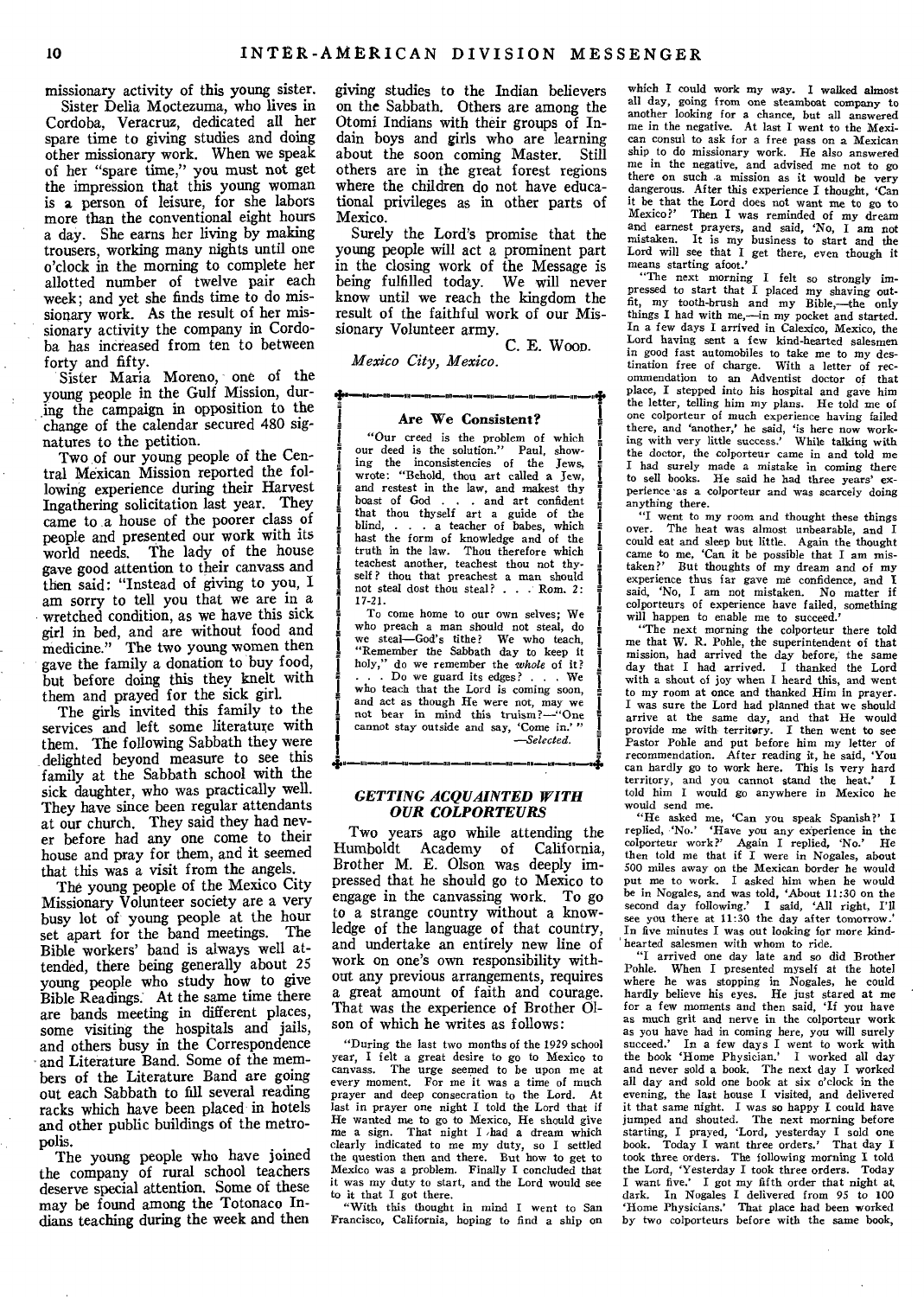missionary activity of this young sister.

Sister Delia Moctezuma, who lives in Cordoba, Veracruz, dedicated all her spare time to giving studies and doing other missionary work. When we speak of her "spare time," you must not get the impression that this young woman is a person of leisure, for she labors more than the conventional eight hours a day. She earns her living by making trousers, working many nights until one o'clock in the morning to complete her allotted number of twelve pair each week; and yet she finds time to do missionary work. As the result of her missionary activity the company in Cordoba has increased from ten to between forty and fifty.

Sister Maria Moreno, one of the young people in the Gulf Mission, during the campaign in opposition to the change of the calendar secured 480 signatures to the petition.

Two of our young people of the Central Mexican Mission reported the following experience during their Harvest Ingathering solicitation last year. They came to a house of the poorer class of people and presented our work with its world needs. The lady of the house gave good attention to their canvass and then said: "Instead of giving to you, I am sorry to tell you that we are in a wretched condition, as we have this sick girl in bed, and are without food and medicine." The two young women then gave the family a donation to buy food, but before doing this they knelt with them and prayed for the sick girl.

The girls invited this family to the services and left some literature with them. The following Sabbath they were delighted beyond measure to see this family at the Sabbath school with the sick daughter, who was practically well. They have since been regular attendants at our church. They said they had never before had any one come to their house and pray for them, and it seemed that this was a visit from the angels.

The young people of the Mexico City Missionary Volunteer society are a very busy lot of young people at the hour set apart for the band meetings. The Bible workers' band is always well attended, there being generally about 25 young people who study how to give Bible Readings. At the same time there are bands meeting in different places, some visiting the hospitals and jails, and others busy in the Correspondence and Literature Band. Some of the members of the Literature Band are going out each Sabbath to fill several reading racks which have been placed in hotels and other public buildings of the metropolis.

The young people who have joined the company of rural school teachers deserve special attention. Some of these may be found among the Totonaco Indians teaching during the week and then giving studies to the Indian believers on the Sabbath. Others are among the Otomi Indians with their groups of Indian boys and girls who are learning about the soon coming Master. Still others are in the great forest regions where the children do not have educational privileges as in other parts of Mexico.

Surely the Lord's promise that the young people will act a prominent part in the closing work of the Message is being fulfilled today. We will never know until we reach the kingdom the result of the faithful work of our Missionary Volunteer army.

C. E. Wood.

*Mexico City, Mexico.*

### Are We Consistent?

"Our creed is the problem of which our deed is the solution." Paul, showing the inconsistencies of the Jews, wrote: "Behold, thou art called a Jew, and restest in the law, and makest thy boast of God . . . and art confident that thou thyself art a guide of the blind, . . . a teacher of babes, which hast the form of knowledge and of the truth in the law. Thou therefore which teachest another, teachest thou not thyself? thou that preachest a man should not steal dost thou steal? . . . Rom. 2: 17-21.

To come home to our own selves; We who preach a man should not steal, do we steal—God's tithe? We who teach, "Remember the Sabbath day to keep it holy," do we remember the *whole* of it? . . . Do we guard its edges? . . . We who teach that the Lord is coming soon, and act as though He were not, may we not bear in mind this truism?—"One cannot stay outside and say, 'Come in.'"

—*Selected.*

## *GETTING ACQUAINTED WITH OUR COLPORTEURS*

Two years ago while attending the Humboldt Academy of California, Brother M. E. Olson was deeply impressed that he should go to Mexico to engage in the canvassing work. To go to a strange country without a knowledge of the language of that country, and undertake an entirely new line of work on one's own responsibility without any previous arrangements, requires a great amount of faith and courage. That was the experience of Brother Olson of which he writes as follows:

"During the last two months of the 1929 school year, I felt a great desire to go to Mexico to canvass. The urge seemed to be upon me at every moment. For me it was a time of much prayer and deep consecration to the Lord. At last in prayer one night I told the Lord that if He wanted me to go to Mexico, He should give me a sign. That night I had a dream which clearly indicated to me my duty, so I settled the question then and there. But how to get to Mexico was a problem. Finally I concluded that it was my duty to start, and the Lord would see to it that I got there.

"With this thought in mind I went to San Francisco, California, hoping to find a ship on which I could work my way. I walked almost all day, going from one steamboat company to another looking for a chance, but all answered me in the negative. At last I went to the Mexican consul to ask for a free pass on a Mexican ship to do missionary work. He also answered me in the negative, and advised me not to go there on such a mission as it would be very dangerous. After this experience I thought, 'Can it be that the Lord does not want me to go to Mexico?' Then I was reminded of my dream and earnest prayers, and said, 'No, I am not mistaken. It is my business to start and the Lord will see that I get there, even though it means starting afoot.'

"The next morning I felt so strongly impressed to start that I placed my shaving outfit, my tooth-brush and my Bible,—the only things I had with me,—in my pocket and started. In a few days I arrived in Calexico, Mexico, the Lord having sent a few kind-hearted salesmen in good fast automobiles to take me to my destination free of charge. With a letter of recommendation to an Adventist doctor of that place, I stepped into his hospital and gave him the letter, telling him my plans. He told me of one colporteur of much experience having failed there, and 'another,' he said, 'is here now working with very little success.' While talking with the doctor, the colporteur came in and told me I had surely made a mistake in coming there to sell books. He said he had three years' experience as a colporteur and was scarcely doing anything there.

"I went to my room and thought these things over. The heat was almost unbearable, and I could eat and sleep but little. Again the thought came to me, 'Can it be possible that I am mistaken?' But thoughts of my dream and of my experience thus far gave me confidence, and I said, 'No, I am not mistaken. No matter if colporteurs of experience have failed, something will happen to enable me to succeed.'

"The next morning the colporteur there told me that W. R. Pohle, the superintendent of that mission, had arrived the day before, the same day that I had arrived. I thanked the Lord with a shout of joy when I heard this, and went to my room at once and thanked Him in prayer. I was sure the Lord had planned that we should arrive at the same day, and that He would provide me with territory. I then went to see Pastor Pohle and put before him my letter of recommendation. After reading it, he said, 'You can hardly go to work here. This is very hard territory, and you cannot stand the heat.' I told him I would go anywhere in Mexico he would send me.

"He asked me, 'Can you speak Spanish?' I replied, 'No.' 'Have you any experience in the colporteur work?' Again I replied, 'No.' He then told me that if I were in Nogales, about 500 miles away on the Mexican border he would put me to work. I asked him when he would be in Nogales, and was told, 'About 11:30 on the second day following.' I said, 'All right, I'll see you there at 11:30 the day after tomorrow.' In five minutes I was out looking for more kind-hearted salesmen with whom to ride.

"I arrived one day late and so did Brother Pohle. When I presented myself at the hotel where he was stopping in Nogales, he could hardly believe his eyes. He just stared at me for a few moments and then said, 'If you have as much grit and nerve in the colporteur work as you have had in coming here, you will surely succeed.' In a few days I went to work with the book 'Home Physician.' I worked all day and never sold a book. The next day I worked all day and sold one book at six o'clock in the evening, the last house I visited, and delivered it that same night. I was so happy I could have jumped and shouted. The next morning before starting, I prayed, 'Lord, yesterday I sold one book. Today I want three orders.' That day I took three orders. The following morning I told the Lord, 'Yesterday I took three orders. Today I want five.' I got my fifth order that night at dark. In Nogales I delivered from 95 to 100 'Home Physicians.' That place had been worked by two colporteurs before with the same book,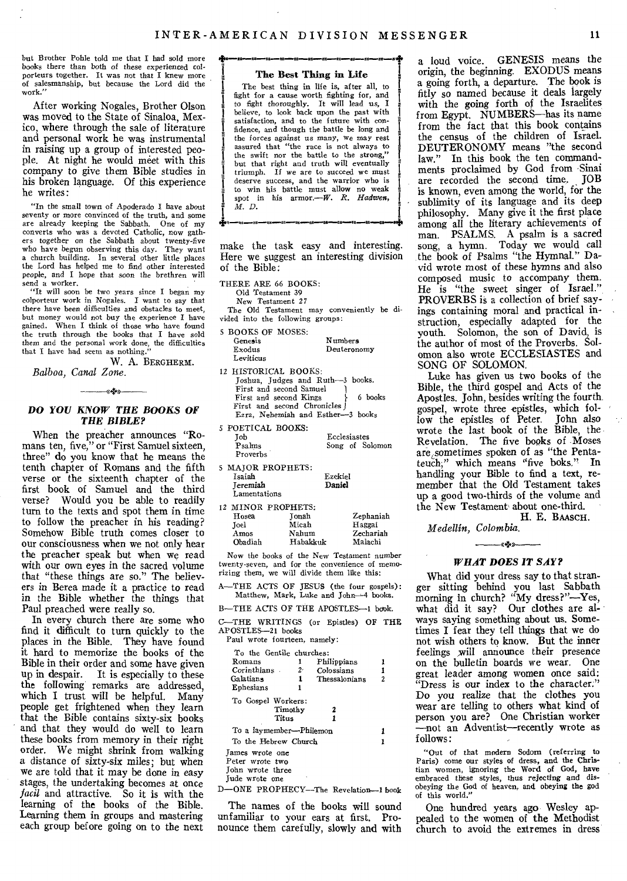but Brother Pohle told me that I had sold more books there than both of these experienced colporteurs together. It was not that I knew more of salesmanship, but because the Lord did the work."

After working Nogales, Brother Olson was moved to the State of Sinaloa, Mexico, where through the sale of literature and personal work he was instrumental in raising up a group of interested people. At night he would meet with this company to give them Bible studies in his broken language. Of this experience he writes:

"In the small town of Apoderado I have about seventy or more convinced of the truth, and some are already keeping the Sabbath. One of my converts who was a devoted Catholic, now gathers together on the Sabbath about twenty-five who have begun observing this day. They want a church building. In several other little places the Lord has helped me to find other interested people, and I hope that soon the brethren will send a worker.

"It will soon be two years since I began my colporteur work in Nogales. I want to say that there have been difficulties and obstacles to meet, but money would not buy the experience I have gained. When I think of those who have found the truth through the books that I have sold them and the personal work done, the difficulties that I have had seem as nothing."

W. A. BERGHERM.

*Balboa, Canal Zone.*

## *DO YOU KNOW THE BOOKS OF THE BIBLE?*

When the preacher announces "Romans ten, five," or "First Samuel sixteen, three" do you know that he means the tenth chapter of Romans and the fifth verse or the sixteenth chapter of the first book of Samuel and the third verse? Would you be able to readily turn to the texts and spot them in time to follow the preacher in his reading? Somehow Bible truth comes closer to our consciousness when we not only hear the preacher speak but when we read with our own eyes in the sacred volume that "these things are so." The believers in Berea made it a practice to read in the Bible whether the things that Paul preached were really so.

In every church there are some who find it difficult to turn quickly to the places in the Bible. They have found it hard to memorize the books of the Bible in their order and some have given up in despair. It is especially to these the following remarks are addressed, which I trust will be helpful. Many people get frightened when they learn that the Bible contains sixty-six books and that they would do well to learn these books from memory in their right order. We might shrink from walking a distance of sixty-six miles; but when we are told that it may be done in easy stages, the undertaking becomes at once *facil* and attractive. So it is with the learning of the books of the Bible. Learning them in groups and mastering each group before going on to the next make the task easy and interesting. Here we suggest an interesting division of the Bible:

THERE ARE 66 BOOKS:
Old Testament 39
New Testament 27

The Old Testament may conveniently be divided into the following groups:

5 BOOKS OF MOSES:

| | |
|---|---|
| Genesis | Numbers |
| Exodus | Deuteronomy |
| Leviticus | |

12 HISTORICAL BOOKS:
Joshua, Judges and Ruth—3 books.
First and second Samuel, First and second Kings, First and second Chronicles — 6 books
Ezra, Nehemiah and Esther—3 books

5 POETICAL BOOKS:

| | |
|---|---|
| Job | Ecclesiastes |
| Psalms | Song of Solomon |
| Proverbs | |

5 MAJOR PROPHETS:

| | |
|---|---|
| Isaiah | Ezekiel |
| Jeremiah | Daniel |
| Lamentations | |

12 MINOR PROPHETS:

| | | |
|---|---|---|
| Hosea | Jonah | Zephaniah |
| Joel | Micah | Haggai |
| Amos | Nahum | Zechariah |
| Obadiah | Habakkuk | Malachi |

Now the books of the New Testament number twenty-seven, and for the convenience of memorizing them, we will divide them like this:

A—THE ACTS OF JESUS (the four gospels): Matthew, Mark, Luke and John—4 books.

B—THE ACTS OF THE APOSTLES—1 book.

C—THE WRITINGS (or Epistles) OF THE APOSTLES—21 books

Paul wrote fourteen, namely:

To the Gentile churches:

| | | | |
|---|---|---|---|
| Romans | 1 | Philippians | 1 |
| Corinthians | 2 | Colossians | 1 |
| Galatians | 1 | Thessalonians | 2 |
| Ephesians | 1 | | |

To Gospel Workers:
Timothy 2
Titus 1

To a laymember—Philemon 1
To the Hebrew Church 1

James wrote one
Peter wrote two
John wrote three
Jude wrote one

D—ONE PROPHECY—The Revelation—1 book

The names of the books will sound unfamiliar to your ears at first. Pronounce them carefully, slowly and with a loud voice. GENESIS means the origin, the beginning. EXODUS means a going forth, a departure. The book is fitly so named because it deals largely with the going forth of the Israelites from Egypt. NUMBERS—has its name from the fact that this book contains the census of the children of Israel. DEUTERONOMY means "the second law." In this book the ten commandments proclaimed by God from Sinai are recorded the second time. JOB is known, even among the world, for the sublimity of its language and its deep philosophy. Many give it the first place among all the literary achievements of man. PSALMS. A psalm is a sacred song, a hymn. Today we would call the book of Psalms "the Hymnal." David wrote most of these hymns and also composed music to accompany them. He is "the sweet singer of Israel." PROVERBS is a collection of brief sayings containing moral and practical instruction, especially adapted for the youth. Solomon, the son of David, is the author of most of the Proverbs. Solomon also wrote ECCLESIASTES and SONG OF SOLOMON.

Luke has given us two books of the Bible, the third gospel and Acts of the Apostles. John, besides writing the fourth gospel, wrote three epistles, which follow the epistles of Peter. John also wrote the last book of the Bible, the Revelation. The five books of Moses are sometimes spoken of as "the Pentateuch;" which means "five books." In handling your Bible to find a text, remember that the Old Testament takes up a good two-thirds of the volume and the New Testament about one-third.

H. E. BAASCH.

*Medellin, Colombia.*

### The Best Thing in Life

The best thing in life is, after all, to fight for a cause worth fighting for, and to fight thoroughly. It will lead us, I believe, to look back upon the past with satisfaction, and to the future with confidence, and though the battle be long and the forces against us many, we may rest assured that "the race is not always to the swift nor the battle to the strong," but that right and truth will eventually triumph. If we are to succeed we must deserve success, and the warrior who is to win his battle must allow no weak spot in his armor.—*W. R. Hadwen, M. D.*

## *WHAT DOES IT SAY?*

What did your dress say to that stranger sitting behind you last Sabbath morning in church? "My dress?"—Yes, what did it say? Our clothes are always saying something about us. Sometimes I fear they tell things that we do not wish others to know. But the inner feelings will announce their presence on the bulletin boards we wear. One great leader among women once said: "Dress is our index to the character." Do you realize that the clothes you wear are telling to others what kind of person you are? One Christian worker —not an Adventist—recently wrote as follows:

"Out of that modern Sodom (referring to Paris) come our styles of dress, and the Christian women, ignoring the Word of God, have embraced these styles, thus rejecting and disobeying the God of heaven, and obeying the god of this world."

One hundred years ago Wesley appealed to the women of the Methodist church to avoid the extremes in dress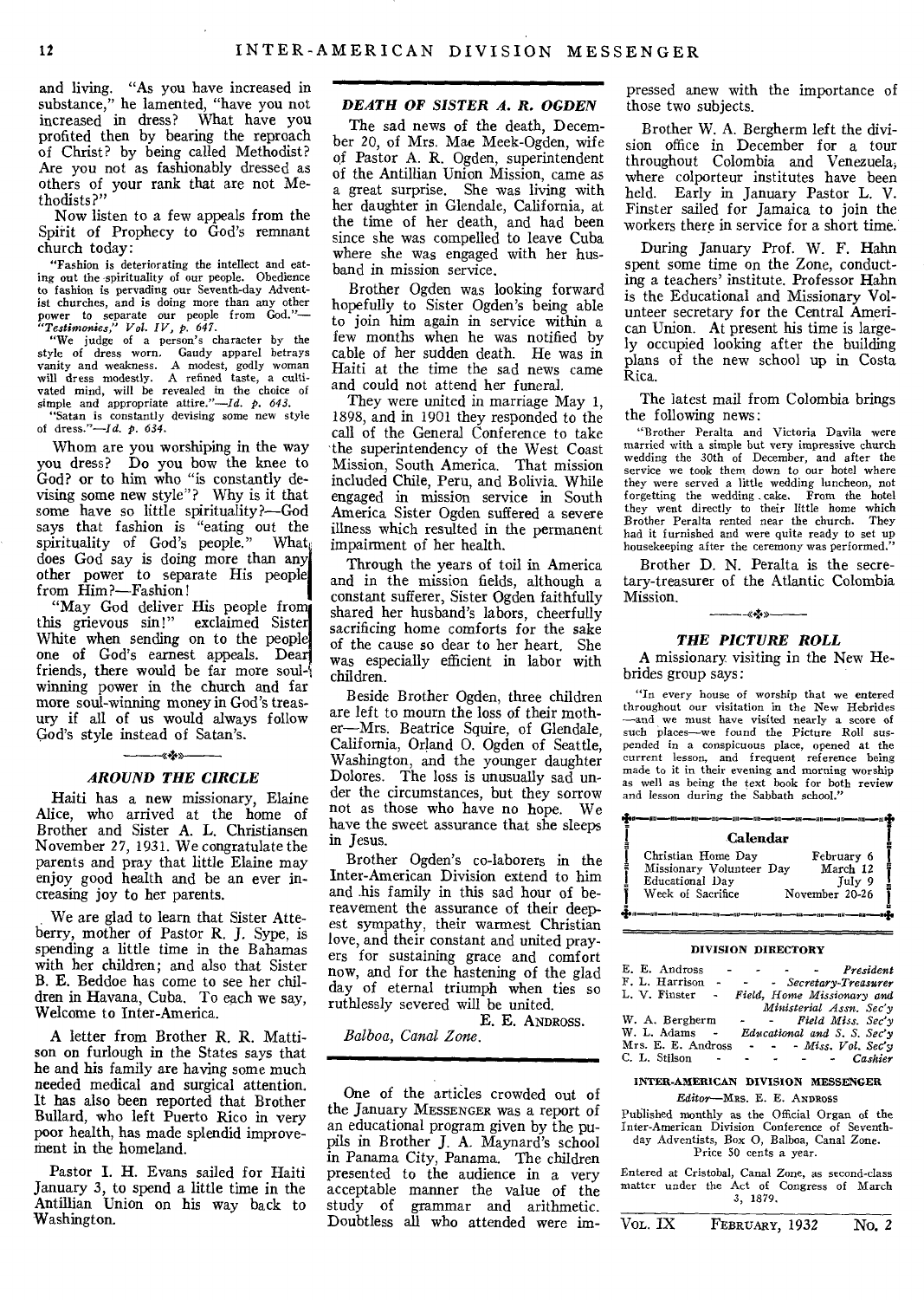and living. "As you have increased in substance," he lamented, "have you not increased in dress? What have you profited then by bearing the reproach of Christ? by being called Methodist? Are you not as fashionably dressed as others of your rank that are not Methodists?"

Now listen to a few appeals from the Spirit of Prophecy to God's remnant church today:

"Fashion is deteriorating the intellect and eating out the spirituality of our people. Obedience to fashion is pervading our Seventh-day Adventist churches, and is doing more than any other power to separate our people from God."—*"Testimonies," Vol. IV, p. 647.*

"We judge of a person's character by the style of dress worn. Gaudy apparel betrays vanity and weakness. A modest, godly woman will dress modestly. A refined taste, a cultivated mind, will be revealed in the choice of simple and appropriate attire."—*Id. p. 643.*

"Satan is constantly devising some new style of dress."—*Id. p. 634.*

Whom are you worshiping in the way you dress? Do you bow the knee to God? or to him who "is constantly devising some new style"? Why is it that some have so little spirituality?—God says that fashion is "eating out the spirituality of God's people." What does God say is doing more than any other power to separate His people from Him?—Fashion!

"May God deliver His people from this grievous sin!" exclaimed Sister White when sending on to the people one of God's earnest appeals. Dear friends, there would be far more soul-winning power in the church and far more soul-winning money in God's treasury if all of us would always follow God's style instead of Satan's.

### *AROUND THE CIRCLE*

Haiti has a new missionary, Elaine Alice, who arrived at the home of Brother and Sister A. L. Christiansen November 27, 1931. We congratulate the parents and pray that little Elaine may enjoy good health and be an ever increasing joy to her parents.

We are glad to learn that Sister Atteberry, mother of Pastor R. J. Sype, is spending a little time in the Bahamas with her children; and also that Sister B. E. Beddoe has come to see her children in Havana, Cuba. To each we say, Welcome to Inter-America.

A letter from Brother R. R. Mattison on furlough in the States says that he and his family are having some much needed medical and surgical attention. It has also been reported that Brother Bullard, who left Puerto Rico in very poor health, has made splendid improvement in the homeland.

Pastor I. H. Evans sailed for Haiti January 3, to spend a little time in the Antillian Union on his way back to Washington.

### *DEATH OF SISTER A. R. OGDEN*

The sad news of the death, December 20, of Mrs. Mae Meek-Ogden, wife of Pastor A. R. Ogden, superintendent of the Antillian Union Mission, came as a great surprise. She was living with her daughter in Glendale, California, at the time of her death, and had been since she was compelled to leave Cuba where she was engaged with her husband in mission service.

Brother Ogden was looking forward hopefully to Sister Ogden's being able to join him again in service within a few months when he was notified by cable of her sudden death. He was in Haiti at the time the sad news came and could not attend her funeral.

They were united in marriage May 1, 1898, and in 1901 they responded to the call of the General Conference to take the superintendency of the West Coast Mission, South America. That mission included Chile, Peru, and Bolivia. While engaged in mission service in South America Sister Ogden suffered a severe illness which resulted in the permanent impairment of her health.

Through the years of toil in America and in the mission fields, although a constant sufferer, Sister Ogden faithfully shared her husband's labors, cheerfully sacrificing home comforts for the sake of the cause so dear to her heart. She was especially efficient in labor with children.

Beside Brother Ogden, three children are left to mourn the loss of their mother—Mrs. Beatrice Squire, of Glendale, California, Orland O. Ogden of Seattle, Washington, and the younger daughter Dolores. The loss is unusually sad under the circumstances, but they sorrow not as those who have no hope. We have the sweet assurance that she sleeps in Jesus.

Brother Ogden's co-laborers in the Inter-American Division extend to him and his family in this sad hour of bereavement the assurance of their deepest sympathy, their warmest Christian love, and their constant and united prayers for sustaining grace and comfort now, and for the hastening of the glad day of eternal triumph when ties so ruthlessly severed will be united.

E. E. ANDROSS.

*Balboa, Canal Zone.*

One of the articles crowded out of the January MESSENGER was a report of an educational program given by the pupils in Brother J. A. Maynard's school in Panama City, Panama. The children presented to the audience in a very acceptable manner the value of the study of grammar and arithmetic. Doubtless all who attended were impressed anew with the importance of those two subjects.

Brother W. A. Bergherm left the division office in December for a tour throughout Colombia and Venezuela, where colporteur institutes have been held. Early in January Pastor L. V. Finster sailed for Jamaica to join the workers there in service for a short time.

During January Prof. W. F. Hahn spent some time on the Zone, conducting a teachers' institute. Professor Hahn is the Educational and Missionary Volunteer secretary for the Central American Union. At present his time is largely occupied looking after the building plans of the new school up in Costa Rica.

The latest mail from Colombia brings the following news:

"Brother Peralta and Victoria Davila were married with a simple but very impressive church wedding the 30th of December, and after the service we took them down to our hotel where they were served a little wedding luncheon, not forgetting the wedding cake. From the hotel they went directly to their little home which Brother Peralta rented near the church. They had it furnished and were quite ready to set up housekeeping after the ceremony was performed."

Brother D. N. Peralta is the secretary-treasurer of the Atlantic Colombia Mission.

### *THE PICTURE ROLL*

A missionary visiting in the New Hebrides group says:

"In every house of worship that we entered throughout our visitation in the New Hebrides—and we must have visited nearly a score of such places—we found the Picture Roll suspended in a conspicuous place, opened at the current lesson, and frequent reference being made to it in their evening and morning worship as well as being the text book for both review and lesson during the Sabbath school."

**Calendar**

| | |
|---|---|
| Christian Home Day | February 6 |
| Missionary Volunteer Day | March 12 |
| Educational Day | July 9 |
| Week of Sacrifice | November 20-26 |

#### DIVISION DIRECTORY

| | |
|---|---|
| E. E. Andross | *President* |
| F. L. Harrison | *Secretary-Treasurer* |
| L. V. Finster | *Field, Home Missionary and Ministerial Assn. Sec'y* |
| W. A. Bergherm | *Field Miss. Sec'y* |
| W. L. Adams | *Educational and S. S. Sec'y* |
| Mrs. E. E. Andross | *Miss. Vol. Sec'y* |
| C. L. Stilson | *Cashier* |

#### INTER-AMERICAN DIVISION MESSENGER

*Editor*—MRS. E. E. ANDROSS

Published monthly as the Official Organ of the Inter-American Division Conference of Seventh-day Adventists, Box O, Balboa, Canal Zone. Price 50 cents a year.

Entered at Cristobal, Canal Zone, as second-class matter under the Act of Congress of March 3, 1879.